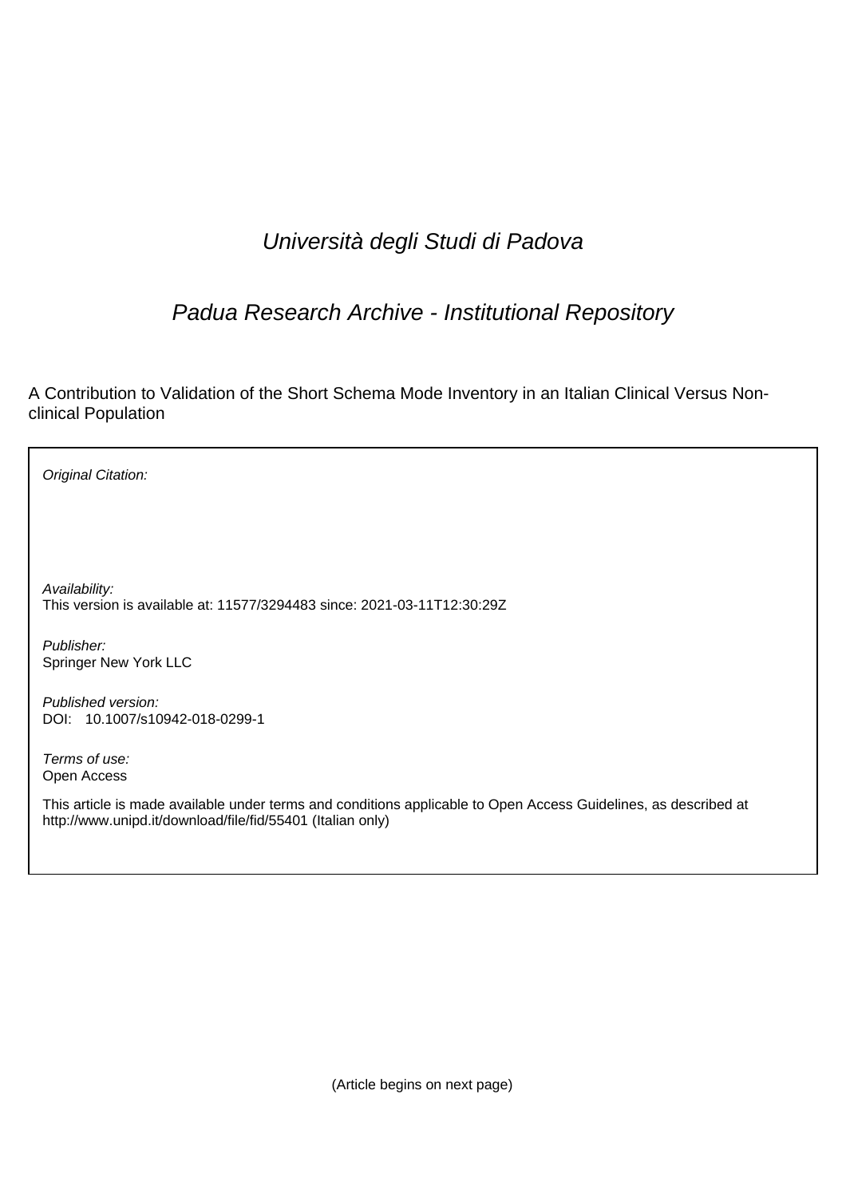*Università degli Studi di Padova*

*Padua Research Archive - Institutional Repository*

A Contribution to Validation of the Short Schema Mode Inventory in an Italian Clinical Versus Non-clinical Population

*Original Citation:*

*Availability:*
This version is available at: 11577/3294483 since: 2021-03-11T12:30:29Z

*Publisher:*
Springer New York LLC

*Published version:*
DOI: 10.1007/s10942-018-0299-1

*Terms of use:*
Open Access

This article is made available under terms and conditions applicable to Open Access Guidelines, as described at http://www.unipd.it/download/file/fid/55401 (Italian only)

(Article begins on next page)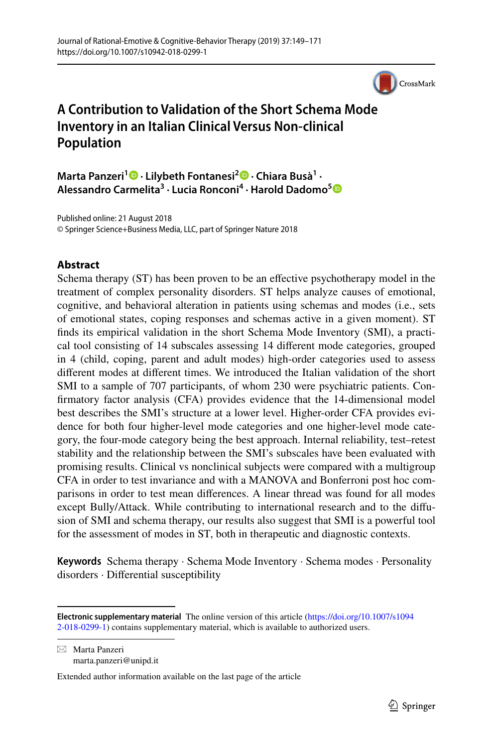# A Contribution to Validation of the Short Schema Mode Inventory in an Italian Clinical Versus Non-clinical Population

**Marta Panzeri**[1] · **Lilybeth Fontanesi**[2] · **Chiara Busà**[1] · **Alessandro Carmelita**[3] · **Lucia Ronconi**[4] · **Harold Dadomo**[5]

Published online: 21 August 2018
© Springer Science+Business Media, LLC, part of Springer Nature 2018

## Abstract

Schema therapy (ST) has been proven to be an effective psychotherapy model in the treatment of complex personality disorders. ST helps analyze causes of emotional, cognitive, and behavioral alteration in patients using schemas and modes (i.e., sets of emotional states, coping responses and schemas active in a given moment). ST finds its empirical validation in the short Schema Mode Inventory (SMI), a practical tool consisting of 14 subscales assessing 14 different mode categories, grouped in 4 (child, coping, parent and adult modes) high-order categories used to assess different modes at different times. We introduced the Italian validation of the short SMI to a sample of 707 participants, of whom 230 were psychiatric patients. Confirmatory factor analysis (CFA) provides evidence that the 14-dimensional model best describes the SMI's structure at a lower level. Higher-order CFA provides evidence for both four higher-level mode categories and one higher-level mode category, the four-mode category being the best approach. Internal reliability, test–retest stability and the relationship between the SMI's subscales have been evaluated with promising results. Clinical vs nonclinical subjects were compared with a multigroup CFA in order to test invariance and with a MANOVA and Bonferroni post hoc comparisons in order to test mean differences. A linear thread was found for all modes except Bully/Attack. While contributing to international research and to the diffusion of SMI and schema therapy, our results also suggest that SMI is a powerful tool for the assessment of modes in ST, both in therapeutic and diagnostic contexts.

**Keywords** Schema therapy · Schema Mode Inventory · Schema modes · Personality disorders · Differential susceptibility

**Electronic supplementary material** The online version of this article (https://doi.org/10.1007/s10942-018-0299-1) contains supplementary material, which is available to authorized users.

✉ Marta Panzeri
marta.panzeri@unipd.it

Extended author information available on the last page of the article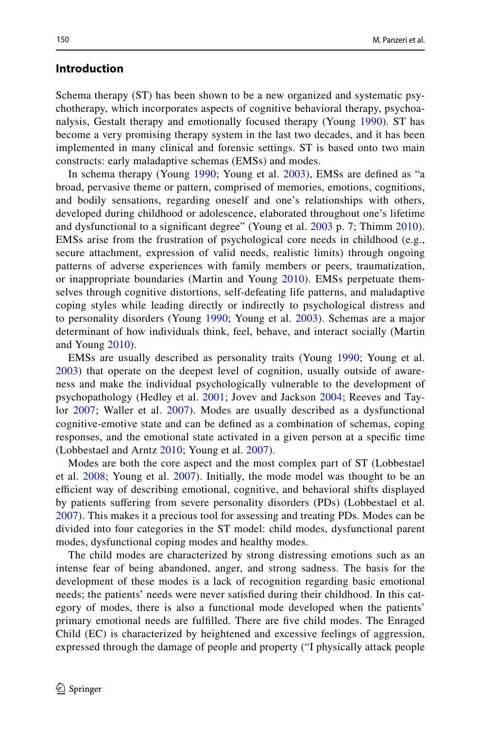## Introduction

Schema therapy (ST) has been shown to be a new organized and systematic psychotherapy, which incorporates aspects of cognitive behavioral therapy, psychoanalysis, Gestalt therapy and emotionally focused therapy (Young 1990). ST has become a very promising therapy system in the last two decades, and it has been implemented in many clinical and forensic settings. ST is based onto two main constructs: early maladaptive schemas (EMSs) and modes.

In schema therapy (Young 1990; Young et al. 2003), EMSs are defined as "a broad, pervasive theme or pattern, comprised of memories, emotions, cognitions, and bodily sensations, regarding oneself and one's relationships with others, developed during childhood or adolescence, elaborated throughout one's lifetime and dysfunctional to a significant degree" (Young et al. 2003 p. 7; Thimm 2010). EMSs arise from the frustration of psychological core needs in childhood (e.g., secure attachment, expression of valid needs, realistic limits) through ongoing patterns of adverse experiences with family members or peers, traumatization, or inappropriate boundaries (Martin and Young 2010). EMSs perpetuate themselves through cognitive distortions, self-defeating life patterns, and maladaptive coping styles while leading directly or indirectly to psychological distress and to personality disorders (Young 1990; Young et al. 2003). Schemas are a major determinant of how individuals think, feel, behave, and interact socially (Martin and Young 2010).

EMSs are usually described as personality traits (Young 1990; Young et al. 2003) that operate on the deepest level of cognition, usually outside of awareness and make the individual psychologically vulnerable to the development of psychopathology (Hedley et al. 2001; Jovev and Jackson 2004; Reeves and Taylor 2007; Waller et al. 2007). Modes are usually described as a dysfunctional cognitive-emotive state and can be defined as a combination of schemas, coping responses, and the emotional state activated in a given person at a specific time (Lobbestael and Arntz 2010; Young et al. 2007).

Modes are both the core aspect and the most complex part of ST (Lobbestael et al. 2008; Young et al. 2007). Initially, the mode model was thought to be an efficient way of describing emotional, cognitive, and behavioral shifts displayed by patients suffering from severe personality disorders (PDs) (Lobbestael et al. 2007). This makes it a precious tool for assessing and treating PDs. Modes can be divided into four categories in the ST model: child modes, dysfunctional parent modes, dysfunctional coping modes and healthy modes.

The child modes are characterized by strong distressing emotions such as an intense fear of being abandoned, anger, and strong sadness. The basis for the development of these modes is a lack of recognition regarding basic emotional needs; the patients' needs were never satisfied during their childhood. In this category of modes, there is also a functional mode developed when the patients' primary emotional needs are fulfilled. There are five child modes. The Enraged Child (EC) is characterized by heightened and excessive feelings of aggression, expressed through the damage of people and property ("I physically attack people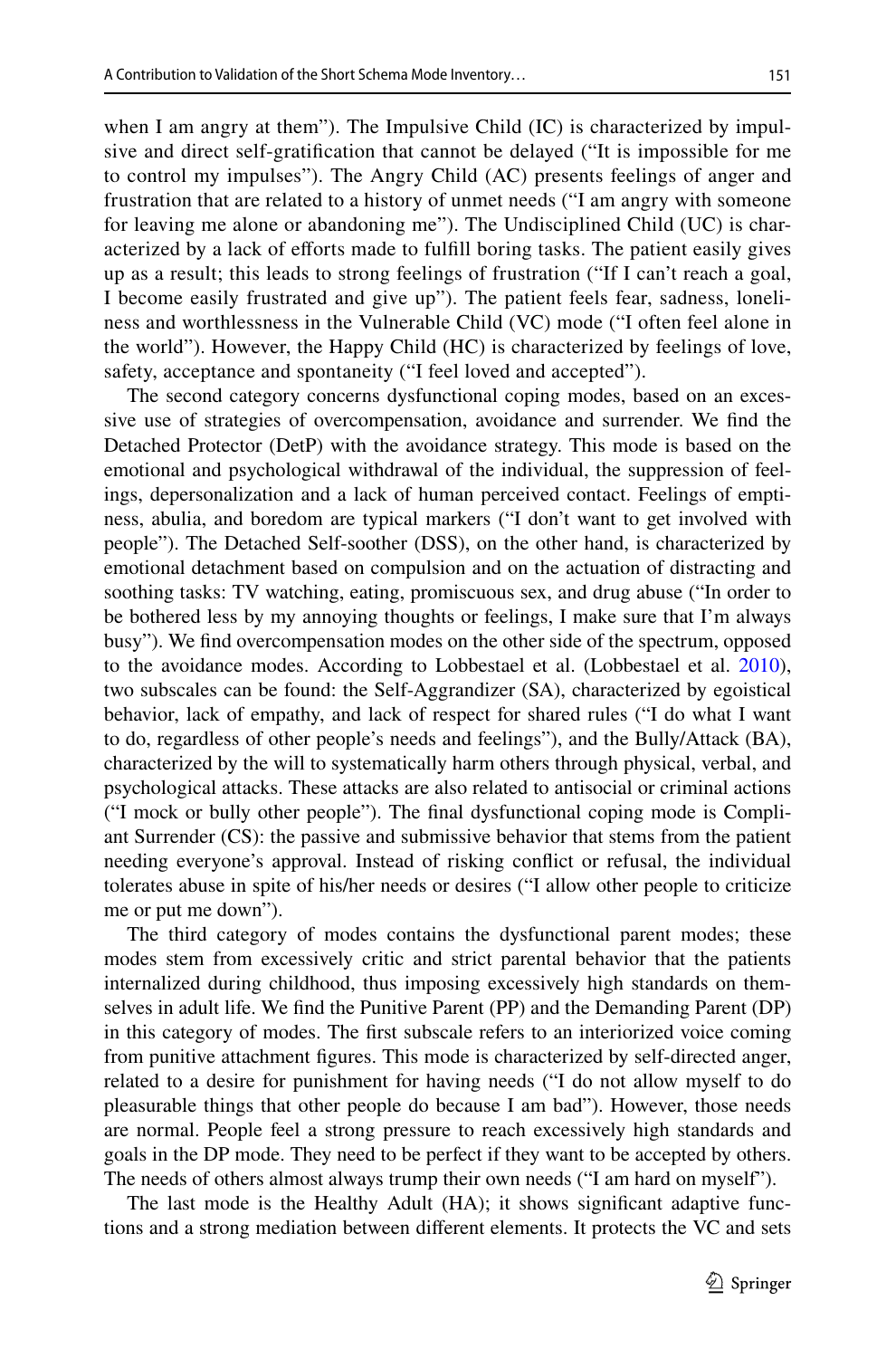when I am angry at them"). The Impulsive Child (IC) is characterized by impulsive and direct self-gratification that cannot be delayed ("It is impossible for me to control my impulses"). The Angry Child (AC) presents feelings of anger and frustration that are related to a history of unmet needs ("I am angry with someone for leaving me alone or abandoning me"). The Undisciplined Child (UC) is characterized by a lack of efforts made to fulfill boring tasks. The patient easily gives up as a result; this leads to strong feelings of frustration ("If I can't reach a goal, I become easily frustrated and give up"). The patient feels fear, sadness, loneliness and worthlessness in the Vulnerable Child (VC) mode ("I often feel alone in the world"). However, the Happy Child (HC) is characterized by feelings of love, safety, acceptance and spontaneity ("I feel loved and accepted").

The second category concerns dysfunctional coping modes, based on an excessive use of strategies of overcompensation, avoidance and surrender. We find the Detached Protector (DetP) with the avoidance strategy. This mode is based on the emotional and psychological withdrawal of the individual, the suppression of feelings, depersonalization and a lack of human perceived contact. Feelings of emptiness, abulia, and boredom are typical markers ("I don't want to get involved with people"). The Detached Self-soother (DSS), on the other hand, is characterized by emotional detachment based on compulsion and on the actuation of distracting and soothing tasks: TV watching, eating, promiscuous sex, and drug abuse ("In order to be bothered less by my annoying thoughts or feelings, I make sure that I'm always busy"). We find overcompensation modes on the other side of the spectrum, opposed to the avoidance modes. According to Lobbestael et al. (Lobbestael et al. 2010), two subscales can be found: the Self-Aggrandizer (SA), characterized by egoistical behavior, lack of empathy, and lack of respect for shared rules ("I do what I want to do, regardless of other people's needs and feelings"), and the Bully/Attack (BA), characterized by the will to systematically harm others through physical, verbal, and psychological attacks. These attacks are also related to antisocial or criminal actions ("I mock or bully other people"). The final dysfunctional coping mode is Compliant Surrender (CS): the passive and submissive behavior that stems from the patient needing everyone's approval. Instead of risking conflict or refusal, the individual tolerates abuse in spite of his/her needs or desires ("I allow other people to criticize me or put me down").

The third category of modes contains the dysfunctional parent modes; these modes stem from excessively critic and strict parental behavior that the patients internalized during childhood, thus imposing excessively high standards on themselves in adult life. We find the Punitive Parent (PP) and the Demanding Parent (DP) in this category of modes. The first subscale refers to an interiorized voice coming from punitive attachment figures. This mode is characterized by self-directed anger, related to a desire for punishment for having needs ("I do not allow myself to do pleasurable things that other people do because I am bad"). However, those needs are normal. People feel a strong pressure to reach excessively high standards and goals in the DP mode. They need to be perfect if they want to be accepted by others. The needs of others almost always trump their own needs ("I am hard on myself").

The last mode is the Healthy Adult (HA); it shows significant adaptive functions and a strong mediation between different elements. It protects the VC and sets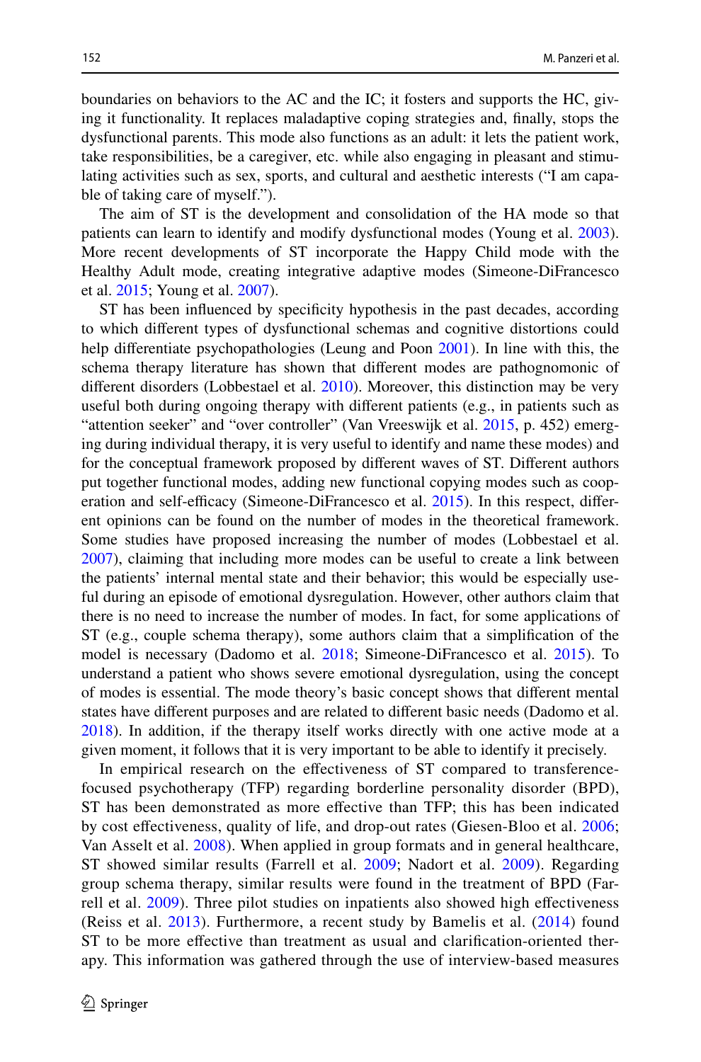boundaries on behaviors to the AC and the IC; it fosters and supports the HC, giving it functionality. It replaces maladaptive coping strategies and, finally, stops the dysfunctional parents. This mode also functions as an adult: it lets the patient work, take responsibilities, be a caregiver, etc. while also engaging in pleasant and stimulating activities such as sex, sports, and cultural and aesthetic interests ("I am capable of taking care of myself.").

The aim of ST is the development and consolidation of the HA mode so that patients can learn to identify and modify dysfunctional modes (Young et al. 2003). More recent developments of ST incorporate the Happy Child mode with the Healthy Adult mode, creating integrative adaptive modes (Simeone-DiFrancesco et al. 2015; Young et al. 2007).

ST has been influenced by specificity hypothesis in the past decades, according to which different types of dysfunctional schemas and cognitive distortions could help differentiate psychopathologies (Leung and Poon 2001). In line with this, the schema therapy literature has shown that different modes are pathognomonic of different disorders (Lobbestael et al. 2010). Moreover, this distinction may be very useful both during ongoing therapy with different patients (e.g., in patients such as "attention seeker" and "over controller" (Van Vreeswijk et al. 2015, p. 452) emerging during individual therapy, it is very useful to identify and name these modes) and for the conceptual framework proposed by different waves of ST. Different authors put together functional modes, adding new functional copying modes such as cooperation and self-efficacy (Simeone-DiFrancesco et al. 2015). In this respect, different opinions can be found on the number of modes in the theoretical framework. Some studies have proposed increasing the number of modes (Lobbestael et al. 2007), claiming that including more modes can be useful to create a link between the patients' internal mental state and their behavior; this would be especially useful during an episode of emotional dysregulation. However, other authors claim that there is no need to increase the number of modes. In fact, for some applications of ST (e.g., couple schema therapy), some authors claim that a simplification of the model is necessary (Dadomo et al. 2018; Simeone-DiFrancesco et al. 2015). To understand a patient who shows severe emotional dysregulation, using the concept of modes is essential. The mode theory's basic concept shows that different mental states have different purposes and are related to different basic needs (Dadomo et al. 2018). In addition, if the therapy itself works directly with one active mode at a given moment, it follows that it is very important to be able to identify it precisely.

In empirical research on the effectiveness of ST compared to transference-focused psychotherapy (TFP) regarding borderline personality disorder (BPD), ST has been demonstrated as more effective than TFP; this has been indicated by cost effectiveness, quality of life, and drop-out rates (Giesen-Bloo et al. 2006; Van Asselt et al. 2008). When applied in group formats and in general healthcare, ST showed similar results (Farrell et al. 2009; Nadort et al. 2009). Regarding group schema therapy, similar results were found in the treatment of BPD (Farrell et al. 2009). Three pilot studies on inpatients also showed high effectiveness (Reiss et al. 2013). Furthermore, a recent study by Bamelis et al. (2014) found ST to be more effective than treatment as usual and clarification-oriented therapy. This information was gathered through the use of interview-based measures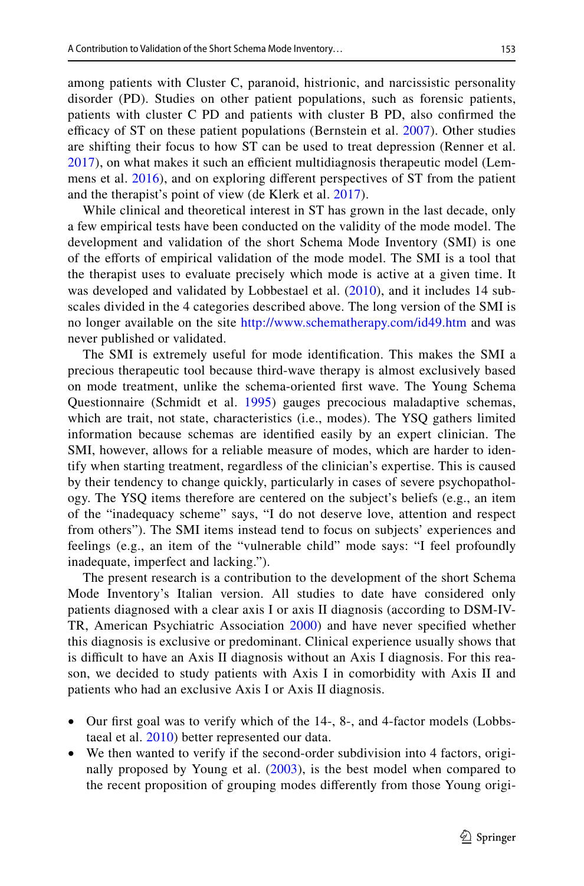among patients with Cluster C, paranoid, histrionic, and narcissistic personality disorder (PD). Studies on other patient populations, such as forensic patients, patients with cluster C PD and patients with cluster B PD, also confirmed the efficacy of ST on these patient populations (Bernstein et al. 2007). Other studies are shifting their focus to how ST can be used to treat depression (Renner et al. 2017), on what makes it such an efficient multidiagnosis therapeutic model (Lemmens et al. 2016), and on exploring different perspectives of ST from the patient and the therapist's point of view (de Klerk et al. 2017).

While clinical and theoretical interest in ST has grown in the last decade, only a few empirical tests have been conducted on the validity of the mode model. The development and validation of the short Schema Mode Inventory (SMI) is one of the efforts of empirical validation of the mode model. The SMI is a tool that the therapist uses to evaluate precisely which mode is active at a given time. It was developed and validated by Lobbestael et al. (2010), and it includes 14 subscales divided in the 4 categories described above. The long version of the SMI is no longer available on the site http://www.schematherapy.com/id49.htm and was never published or validated.

The SMI is extremely useful for mode identification. This makes the SMI a precious therapeutic tool because third-wave therapy is almost exclusively based on mode treatment, unlike the schema-oriented first wave. The Young Schema Questionnaire (Schmidt et al. 1995) gauges precocious maladaptive schemas, which are trait, not state, characteristics (i.e., modes). The YSQ gathers limited information because schemas are identified easily by an expert clinician. The SMI, however, allows for a reliable measure of modes, which are harder to identify when starting treatment, regardless of the clinician's expertise. This is caused by their tendency to change quickly, particularly in cases of severe psychopathology. The YSQ items therefore are centered on the subject's beliefs (e.g., an item of the "inadequacy scheme" says, "I do not deserve love, attention and respect from others"). The SMI items instead tend to focus on subjects' experiences and feelings (e.g., an item of the "vulnerable child" mode says: "I feel profoundly inadequate, imperfect and lacking.").

The present research is a contribution to the development of the short Schema Mode Inventory's Italian version. All studies to date have considered only patients diagnosed with a clear axis I or axis II diagnosis (according to DSM-IV-TR, American Psychiatric Association 2000) and have never specified whether this diagnosis is exclusive or predominant. Clinical experience usually shows that is difficult to have an Axis II diagnosis without an Axis I diagnosis. For this reason, we decided to study patients with Axis I in comorbidity with Axis II and patients who had an exclusive Axis I or Axis II diagnosis.

- Our first goal was to verify which of the 14-, 8-, and 4-factor models (Lobbstaeal et al. 2010) better represented our data.
- We then wanted to verify if the second-order subdivision into 4 factors, originally proposed by Young et al. (2003), is the best model when compared to the recent proposition of grouping modes differently from those Young origi-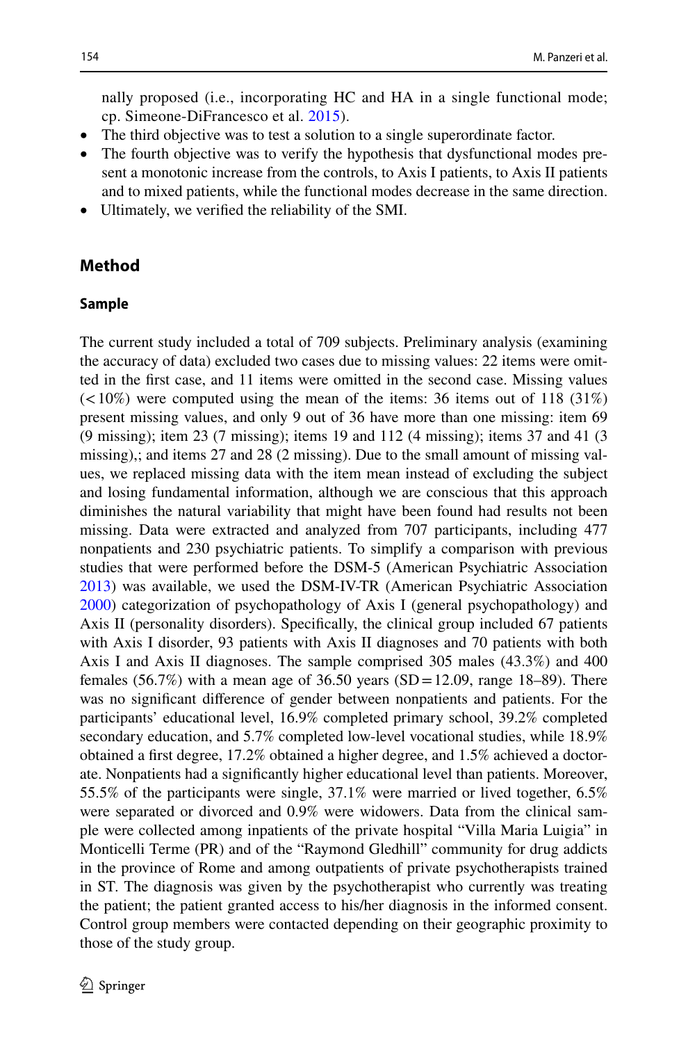nally proposed (i.e., incorporating HC and HA in a single functional mode; cp. Simeone-DiFrancesco et al. 2015).

- The third objective was to test a solution to a single superordinate factor.
- The fourth objective was to verify the hypothesis that dysfunctional modes present a monotonic increase from the controls, to Axis I patients, to Axis II patients and to mixed patients, while the functional modes decrease in the same direction.
- Ultimately, we verified the reliability of the SMI.

## Method

### Sample

The current study included a total of 709 subjects. Preliminary analysis (examining the accuracy of data) excluded two cases due to missing values: 22 items were omitted in the first case, and 11 items were omitted in the second case. Missing values (<10%) were computed using the mean of the items: 36 items out of 118 (31%) present missing values, and only 9 out of 36 have more than one missing: item 69 (9 missing); item 23 (7 missing); items 19 and 112 (4 missing); items 37 and 41 (3 missing),; and items 27 and 28 (2 missing). Due to the small amount of missing values, we replaced missing data with the item mean instead of excluding the subject and losing fundamental information, although we are conscious that this approach diminishes the natural variability that might have been found had results not been missing. Data were extracted and analyzed from 707 participants, including 477 nonpatients and 230 psychiatric patients. To simplify a comparison with previous studies that were performed before the DSM-5 (American Psychiatric Association 2013) was available, we used the DSM-IV-TR (American Psychiatric Association 2000) categorization of psychopathology of Axis I (general psychopathology) and Axis II (personality disorders). Specifically, the clinical group included 67 patients with Axis I disorder, 93 patients with Axis II diagnoses and 70 patients with both Axis I and Axis II diagnoses. The sample comprised 305 males (43.3%) and 400 females (56.7%) with a mean age of 36.50 years (SD = 12.09, range 18–89). There was no significant difference of gender between nonpatients and patients. For the participants' educational level, 16.9% completed primary school, 39.2% completed secondary education, and 5.7% completed low-level vocational studies, while 18.9% obtained a first degree, 17.2% obtained a higher degree, and 1.5% achieved a doctorate. Nonpatients had a significantly higher educational level than patients. Moreover, 55.5% of the participants were single, 37.1% were married or lived together, 6.5% were separated or divorced and 0.9% were widowers. Data from the clinical sample were collected among inpatients of the private hospital "Villa Maria Luigia" in Monticelli Terme (PR) and of the "Raymond Gledhill" community for drug addicts in the province of Rome and among outpatients of private psychotherapists trained in ST. The diagnosis was given by the psychotherapist who currently was treating the patient; the patient granted access to his/her diagnosis in the informed consent. Control group members were contacted depending on their geographic proximity to those of the study group.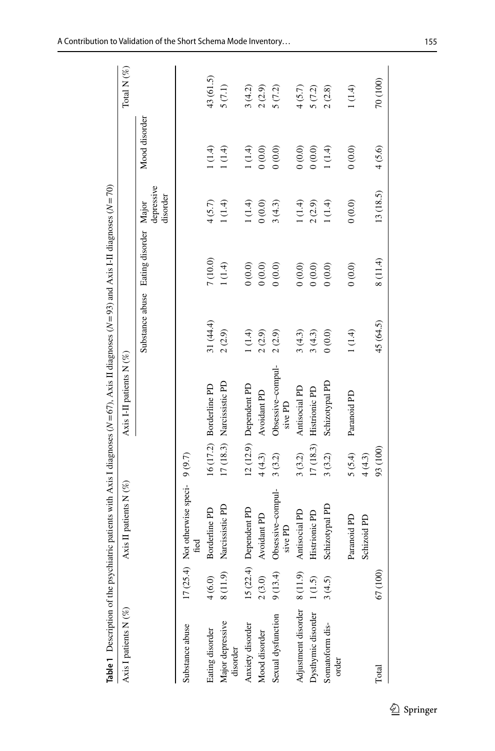**Table 1** Description of the psychiatric patients with Axis I diagnoses ($N=67$), Axis II diagnoses ($N=93$) and Axis I-II diagnoses ($N=70$)

| Axis I patients N (%) | | Axis II patients N (%) | | Axis I-II patients N (%) | | | | | Total N (%) |
|---|---|---|---|---|---|---|---|---|---|
| | | | | | Substance abuse | Eating disorder | Major depressive disorder | Mood disorder | |
| Substance abuse | 17 (25.4) | Not otherwise specified | 9 (9.7) | | | | | | |
| Eating disorder | 4 (6.0) | Borderline PD | 16 (17.2) | Borderline PD | 31 (44.4) | 7 (10.0) | 4 (5.7) | 1 (1.4) | 43 (61.5) |
| Major depressive disorder | 8 (11.9) | Narcissistic PD | 17 (18.3) | Narcissistic PD | 2 (2.9) | 1 (1.4) | 1 (1.4) | 1 (1.4) | 5 (7.1) |
| Anxiety disorder | 15 (22.4) | Dependent PD | 12 (12.9) | Dependent PD | 1 (1.4) | 0 (0.0) | 1 (1.4) | 1 (1.4) | 3 (4.2) |
| Mood disorder | 2 (3.0) | Avoidant PD | 4 (4.3) | Avoidant PD | 2 (2.9) | 0 (0.0) | 0 (0.0) | 0 (0.0) | 2 (2.9) |
| Sexual dysfunction | 9 (13.4) | Obsessive–compulsive PD | 3 (3.2) | Obsessive–compulsive PD | 2 (2.9) | 0 (0.0) | 3 (4.3) | 0 (0.0) | 5 (7.2) |
| Adjustment disorder | 8 (11.9) | Antisocial PD | 3 (3.2) | Antisocial PD | 3 (4.3) | 0 (0.0) | 1 (1.4) | 0 (0.0) | 4 (5.7) |
| Dysthymic disorder | 1 (1.5) | Histrionic PD | 17 (18.3) | Histrionic PD | 3 (4.3) | 0 (0.0) | 2 (2.9) | 0 (0.0) | 5 (7.2) |
| Somatoform disorder | 3 (4.5) | Schizotypal PD | 3 (3.2) | Schizotypal PD | 0 (0.0) | 0 (0.0) | 1 (1.4) | 1 (1.4) | 2 (2.8) |
| | | Paranoid PD | 5 (5.4) | Paranoid PD | 1 (1.4) | 0 (0.0) | 0 (0.0) | 0 (0.0) | 1 (1.4) |
| | | Schizoid PD | 4 (4.3) | | | | | | |
| Total | 67 (100) | | 93 (100) | | 45 (64.5) | 8 (11.4) | 13 (18.5) | 4 (5.6) | 70 (100) |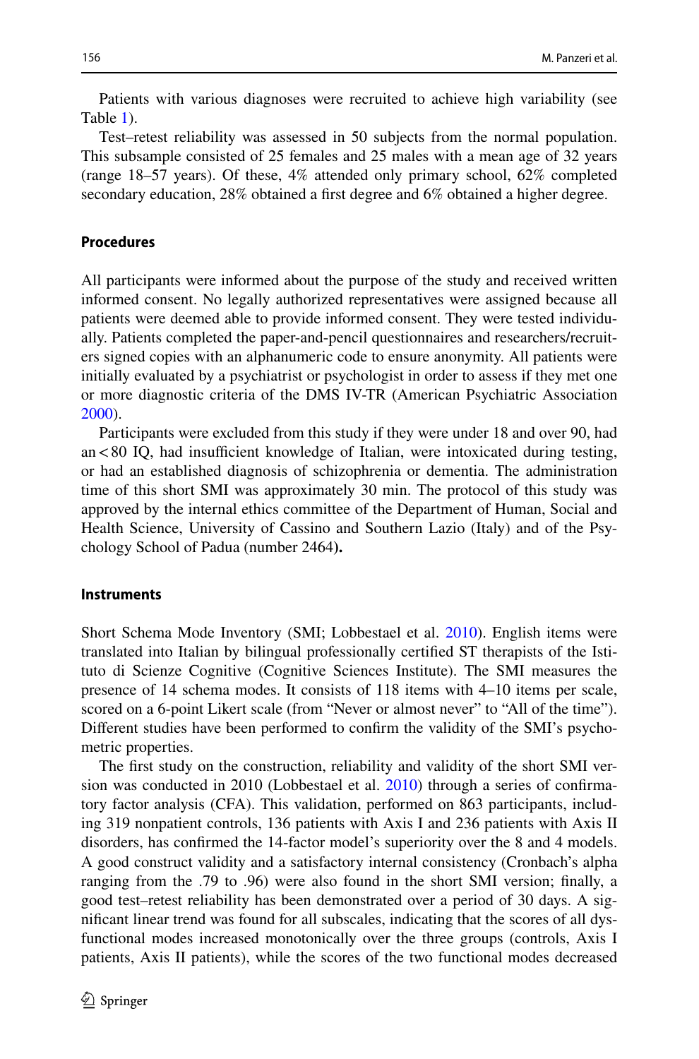Patients with various diagnoses were recruited to achieve high variability (see Table 1).

Test–retest reliability was assessed in 50 subjects from the normal population. This subsample consisted of 25 females and 25 males with a mean age of 32 years (range 18–57 years). Of these, 4% attended only primary school, 62% completed secondary education, 28% obtained a first degree and 6% obtained a higher degree.

### Procedures

All participants were informed about the purpose of the study and received written informed consent. No legally authorized representatives were assigned because all patients were deemed able to provide informed consent. They were tested individually. Patients completed the paper-and-pencil questionnaires and researchers/recruiters signed copies with an alphanumeric code to ensure anonymity. All patients were initially evaluated by a psychiatrist or psychologist in order to assess if they met one or more diagnostic criteria of the DMS IV-TR (American Psychiatric Association 2000).

Participants were excluded from this study if they were under 18 and over 90, had an < 80 IQ, had insufficient knowledge of Italian, were intoxicated during testing, or had an established diagnosis of schizophrenia or dementia. The administration time of this short SMI was approximately 30 min. The protocol of this study was approved by the internal ethics committee of the Department of Human, Social and Health Science, University of Cassino and Southern Lazio (Italy) and of the Psychology School of Padua (number 2464).

### Instruments

Short Schema Mode Inventory (SMI; Lobbestael et al. 2010). English items were translated into Italian by bilingual professionally certified ST therapists of the Istituto di Scienze Cognitive (Cognitive Sciences Institute). The SMI measures the presence of 14 schema modes. It consists of 118 items with 4–10 items per scale, scored on a 6-point Likert scale (from "Never or almost never" to "All of the time"). Different studies have been performed to confirm the validity of the SMI's psychometric properties.

The first study on the construction, reliability and validity of the short SMI version was conducted in 2010 (Lobbestael et al. 2010) through a series of confirmatory factor analysis (CFA). This validation, performed on 863 participants, including 319 nonpatient controls, 136 patients with Axis I and 236 patients with Axis II disorders, has confirmed the 14-factor model's superiority over the 8 and 4 models. A good construct validity and a satisfactory internal consistency (Cronbach's alpha ranging from the .79 to .96) were also found in the short SMI version; finally, a good test–retest reliability has been demonstrated over a period of 30 days. A significant linear trend was found for all subscales, indicating that the scores of all dysfunctional modes increased monotonically over the three groups (controls, Axis I patients, Axis II patients), while the scores of the two functional modes decreased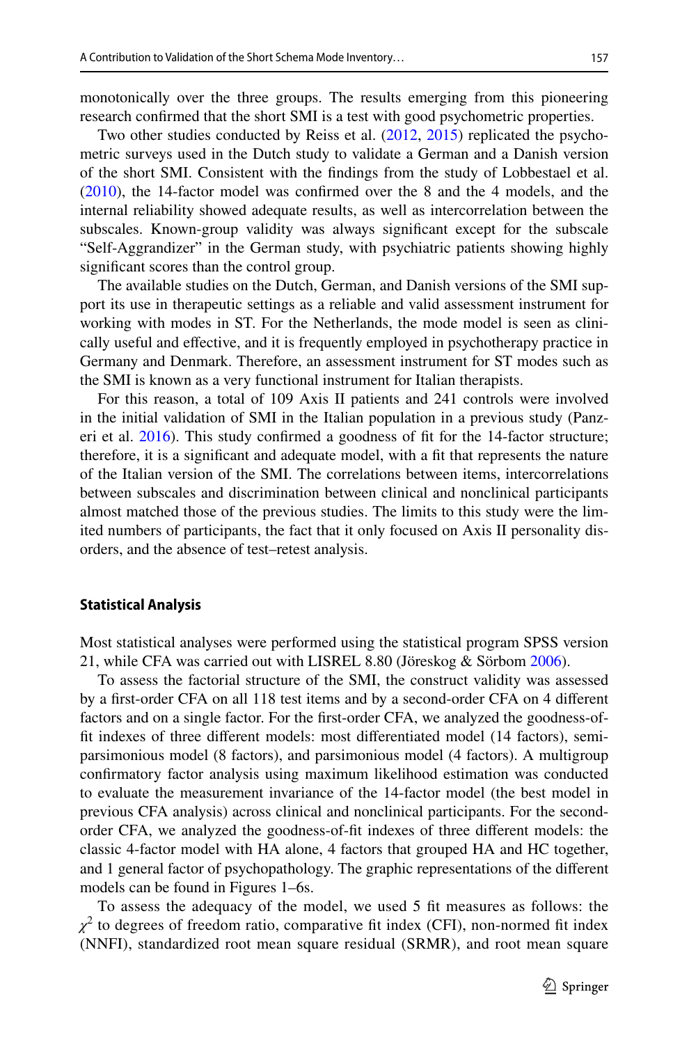monotonically over the three groups. The results emerging from this pioneering research confirmed that the short SMI is a test with good psychometric properties.

Two other studies conducted by Reiss et al. (2012, 2015) replicated the psychometric surveys used in the Dutch study to validate a German and a Danish version of the short SMI. Consistent with the findings from the study of Lobbestael et al. (2010), the 14-factor model was confirmed over the 8 and the 4 models, and the internal reliability showed adequate results, as well as intercorrelation between the subscales. Known-group validity was always significant except for the subscale "Self-Aggrandizer" in the German study, with psychiatric patients showing highly significant scores than the control group.

The available studies on the Dutch, German, and Danish versions of the SMI support its use in therapeutic settings as a reliable and valid assessment instrument for working with modes in ST. For the Netherlands, the mode model is seen as clinically useful and effective, and it is frequently employed in psychotherapy practice in Germany and Denmark. Therefore, an assessment instrument for ST modes such as the SMI is known as a very functional instrument for Italian therapists.

For this reason, a total of 109 Axis II patients and 241 controls were involved in the initial validation of SMI in the Italian population in a previous study (Panzeri et al. 2016). This study confirmed a goodness of fit for the 14-factor structure; therefore, it is a significant and adequate model, with a fit that represents the nature of the Italian version of the SMI. The correlations between items, intercorrelations between subscales and discrimination between clinical and nonclinical participants almost matched those of the previous studies. The limits to this study were the limited numbers of participants, the fact that it only focused on Axis II personality disorders, and the absence of test–retest analysis.

### Statistical Analysis

Most statistical analyses were performed using the statistical program SPSS version 21, while CFA was carried out with LISREL 8.80 (Jöreskog & Sörbom 2006).

To assess the factorial structure of the SMI, the construct validity was assessed by a first-order CFA on all 118 test items and by a second-order CFA on 4 different factors and on a single factor. For the first-order CFA, we analyzed the goodness-of-fit indexes of three different models: most differentiated model (14 factors), semi-parsimonious model (8 factors), and parsimonious model (4 factors). A multigroup confirmatory factor analysis using maximum likelihood estimation was conducted to evaluate the measurement invariance of the 14-factor model (the best model in previous CFA analysis) across clinical and nonclinical participants. For the second-order CFA, we analyzed the goodness-of-fit indexes of three different models: the classic 4-factor model with HA alone, 4 factors that grouped HA and HC together, and 1 general factor of psychopathology. The graphic representations of the different models can be found in Figures 1–6s.

To assess the adequacy of the model, we used 5 fit measures as follows: the $\chi^2$ to degrees of freedom ratio, comparative fit index (CFI), non-normed fit index (NNFI), standardized root mean square residual (SRMR), and root mean square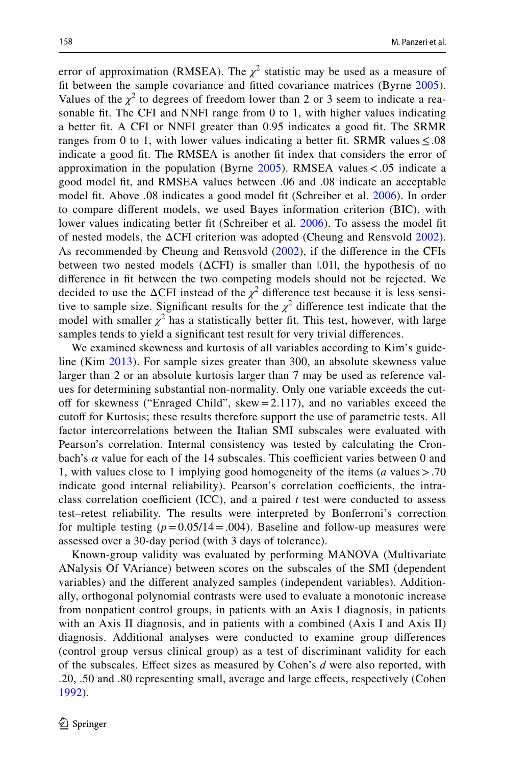error of approximation (RMSEA). The $\chi^2$ statistic may be used as a measure of fit between the sample covariance and fitted covariance matrices (Byrne 2005). Values of the $\chi^2$ to degrees of freedom lower than 2 or 3 seem to indicate a reasonable fit. The CFI and NNFI range from 0 to 1, with higher values indicating a better fit. A CFI or NNFI greater than 0.95 indicates a good fit. The SRMR ranges from 0 to 1, with lower values indicating a better fit. SRMR values $\leq .08$ indicate a good fit. The RMSEA is another fit index that considers the error of approximation in the population (Byrne 2005). RMSEA values $< .05$ indicate a good model fit, and RMSEA values between .06 and .08 indicate an acceptable model fit. Above .08 indicates a good model fit (Schreiber et al. 2006). In order to compare different models, we used Bayes information criterion (BIC), with lower values indicating better fit (Schreiber et al. 2006). To assess the model fit of nested models, the $\Delta$CFI criterion was adopted (Cheung and Rensvold 2002). As recommended by Cheung and Rensvold (2002), if the difference in the CFIs between two nested models ($\Delta$CFI) is smaller than $|.01|$, the hypothesis of no difference in fit between the two competing models should not be rejected. We decided to use the $\Delta$CFI instead of the $\chi^2$ difference test because it is less sensitive to sample size. Significant results for the $\chi^2$ difference test indicate that the model with smaller $\chi^2$ has a statistically better fit. This test, however, with large samples tends to yield a significant test result for very trivial differences.

We examined skewness and kurtosis of all variables according to Kim's guideline (Kim 2013). For sample sizes greater than 300, an absolute skewness value larger than 2 or an absolute kurtosis larger than 7 may be used as reference values for determining substantial non-normality. Only one variable exceeds the cutoff for skewness ("Enraged Child", skew = 2.117), and no variables exceed the cutoff for Kurtosis; these results therefore support the use of parametric tests. All factor intercorrelations between the Italian SMI subscales were evaluated with Pearson's correlation. Internal consistency was tested by calculating the Cronbach's $\alpha$ value for each of the 14 subscales. This coefficient varies between 0 and 1, with values close to 1 implying good homogeneity of the items ($a$ values $> .70$ indicate good internal reliability). Pearson's correlation coefficients, the intraclass correlation coefficient (ICC), and a paired $t$ test were conducted to assess test–retest reliability. The results were interpreted by Bonferroni's correction for multiple testing ($p = 0.05/14 = .004$). Baseline and follow-up measures were assessed over a 30-day period (with 3 days of tolerance).

Known-group validity was evaluated by performing MANOVA (Multivariate ANalysis Of VAriance) between scores on the subscales of the SMI (dependent variables) and the different analyzed samples (independent variables). Additionally, orthogonal polynomial contrasts were used to evaluate a monotonic increase from nonpatient control groups, in patients with an Axis I diagnosis, in patients with an Axis II diagnosis, and in patients with a combined (Axis I and Axis II) diagnosis. Additional analyses were conducted to examine group differences (control group versus clinical group) as a test of discriminant validity for each of the subscales. Effect sizes as measured by Cohen's $d$ were also reported, with .20, .50 and .80 representing small, average and large effects, respectively (Cohen 1992).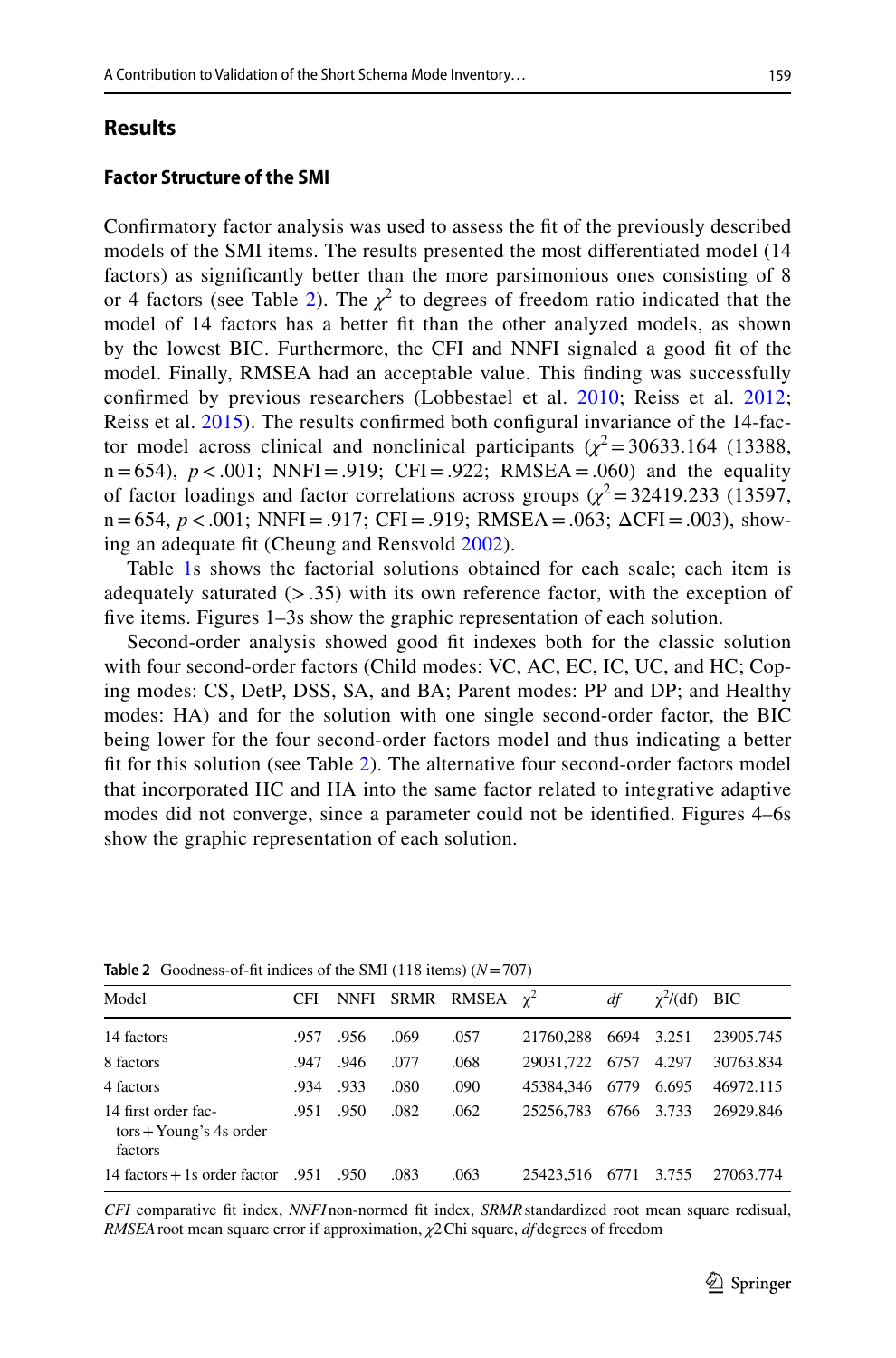## Results

### Factor Structure of the SMI

Confirmatory factor analysis was used to assess the fit of the previously described models of the SMI items. The results presented the most differentiated model (14 factors) as significantly better than the more parsimonious ones consisting of 8 or 4 factors (see Table 2). The $\chi^2$ to degrees of freedom ratio indicated that the model of 14 factors has a better fit than the other analyzed models, as shown by the lowest BIC. Furthermore, the CFI and NNFI signaled a good fit of the model. Finally, RMSEA had an acceptable value. This finding was successfully confirmed by previous researchers (Lobbestael et al. 2010; Reiss et al. 2012; Reiss et al. 2015). The results confirmed both configural invariance of the 14-factor model across clinical and nonclinical participants ($\chi^2 = 30633.164$ (13388, n = 654), $p < .001$; NNFI = .919; CFI = .922; RMSEA = .060) and the equality of factor loadings and factor correlations across groups ($\chi^2 = 32419.233$ (13597, n = 654, $p < .001$; NNFI = .917; CFI = .919; RMSEA = .063; ΔCFI = .003), showing an adequate fit (Cheung and Rensvold 2002).

Table 1s shows the factorial solutions obtained for each scale; each item is adequately saturated (> .35) with its own reference factor, with the exception of five items. Figures 1–3s show the graphic representation of each solution.

Second-order analysis showed good fit indexes both for the classic solution with four second-order factors (Child modes: VC, AC, EC, IC, UC, and HC; Coping modes: CS, DetP, DSS, SA, and BA; Parent modes: PP and DP; and Healthy modes: HA) and for the solution with one single second-order factor, the BIC being lower for the four second-order factors model and thus indicating a better fit for this solution (see Table 2). The alternative four second-order factors model that incorporated HC and HA into the same factor related to integrative adaptive modes did not converge, since a parameter could not be identified. Figures 4–6s show the graphic representation of each solution.

**Table 2** Goodness-of-fit indices of the SMI (118 items) ($N = 707$)

| Model | CFI | NNFI | SRMR | RMSEA | $\chi^2$ | *df* | $\chi^2$/(df) | BIC |
|---|---|---|---|---|---|---|---|---|
| 14 factors | .957 | .956 | .069 | .057 | 21760,288 | 6694 | 3.251 | 23905.745 |
| 8 factors | .947 | .946 | .077 | .068 | 29031,722 | 6757 | 4.297 | 30763.834 |
| 4 factors | .934 | .933 | .080 | .090 | 45384,346 | 6779 | 6.695 | 46972.115 |
| 14 first order factors + Young's 4s order factors | .951 | .950 | .082 | .062 | 25256,783 | 6766 | 3.733 | 26929.846 |
| 14 factors + 1s order factor | .951 | .950 | .083 | .063 | 25423,516 | 6771 | 3.755 | 27063.774 |

*CFI* comparative fit index, *NNFI* non-normed fit index, *SRMR* standardized root mean square redisual, *RMSEA* root mean square error if approximation, $\chi$2 Chi square, *df* degrees of freedom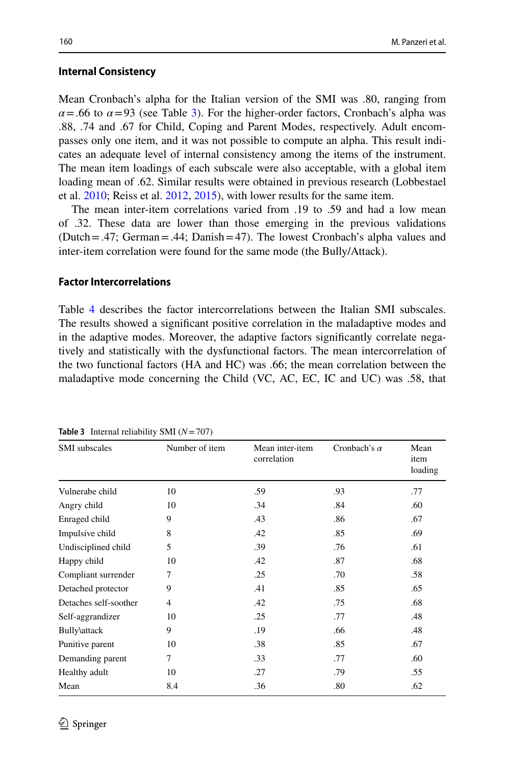## Internal Consistency

Mean Cronbach's alpha for the Italian version of the SMI was .80, ranging from $\alpha = .66$ to $\alpha = 93$ (see Table 3). For the higher-order factors, Cronbach's alpha was .88, .74 and .67 for Child, Coping and Parent Modes, respectively. Adult encompasses only one item, and it was not possible to compute an alpha. This result indicates an adequate level of internal consistency among the items of the instrument. The mean item loadings of each subscale were also acceptable, with a global item loading mean of .62. Similar results were obtained in previous research (Lobbestael et al. 2010; Reiss et al. 2012, 2015), with lower results for the same item.

The mean inter-item correlations varied from .19 to .59 and had a low mean of .32. These data are lower than those emerging in the previous validations (Dutch = .47; German = .44; Danish = 47). The lowest Cronbach's alpha values and inter-item correlation were found for the same mode (the Bully/Attack).

## Factor Intercorrelations

Table 4 describes the factor intercorrelations between the Italian SMI subscales. The results showed a significant positive correlation in the maladaptive modes and in the adaptive modes. Moreover, the adaptive factors significantly correlate negatively and statistically with the dysfunctional factors. The mean intercorrelation of the two functional factors (HA and HC) was .66; the mean correlation between the maladaptive mode concerning the Child (VC, AC, EC, IC and UC) was .58, that

**Table 3** Internal reliability SMI ($N = 707$)

| SMI subscales | Number of item | Mean inter-item correlation | Cronbach's $\alpha$ | Mean item loading |
|---|---|---|---|---|
| Vulnerabe child | 10 | .59 | .93 | .77 |
| Angry child | 10 | .34 | .84 | .60 |
| Enraged child | 9 | .43 | .86 | .67 |
| Impulsive child | 8 | .42 | .85 | .69 |
| Undisciplined child | 5 | .39 | .76 | .61 |
| Happy child | 10 | .42 | .87 | .68 |
| Compliant surrender | 7 | .25 | .70 | .58 |
| Detached protector | 9 | .41 | .85 | .65 |
| Detaches self-soother | 4 | .42 | .75 | .68 |
| Self-aggrandizer | 10 | .25 | .77 | .48 |
| Bully\attack | 9 | .19 | .66 | .48 |
| Punitive parent | 10 | .38 | .85 | .67 |
| Demanding parent | 7 | .33 | .77 | .60 |
| Healthy adult | 10 | .27 | .79 | .55 |
| Mean | 8.4 | .36 | .80 | .62 |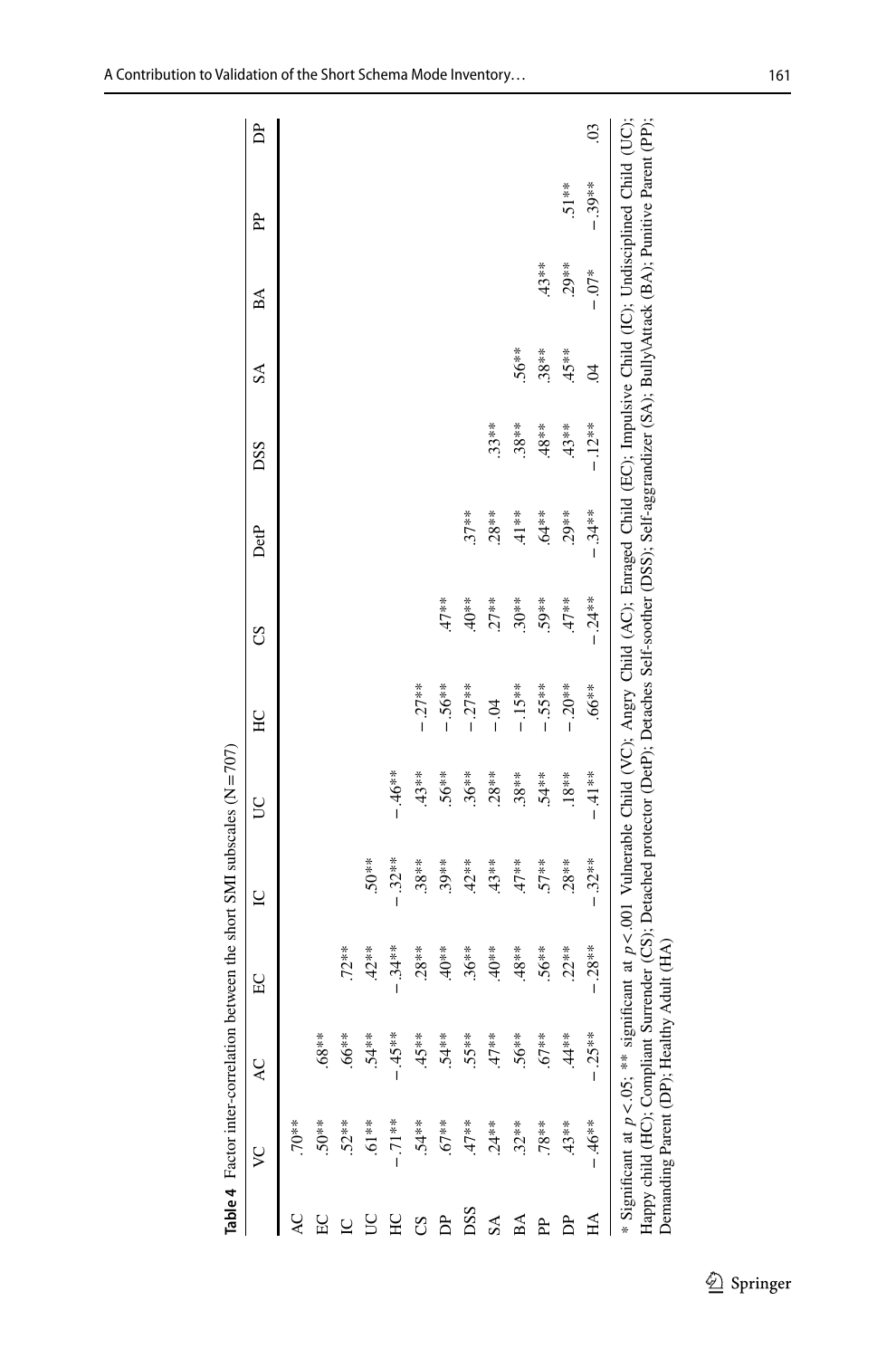**Table 4** Factor inter-correlation between the short SMI subscales (N = 707)

| | VC | AC | EC | IC | UC | HC | CS | DetP | DSS | SA | BA | PP | DP |
|---|---|---|---|---|---|---|---|---|---|---|---|---|---|
| AC | .70** | | | | | | | | | | | | |
| EC | .50** | .68** | | | | | | | | | | | |
| IC | .52** | .66** | .72** | | | | | | | | | | |
| UC | .61** | .54** | .42** | .50** | | | | | | | | | |
| HC | −.71** | −.45** | −.34** | −.32** | −.46** | | | | | | | | |
| CS | .54** | .45** | .28** | .38** | .43** | −.27** | | | | | | | |
| DP | .67** | .54** | .40** | .39** | .56** | −.56** | .47** | | | | | | |
| DSS | .47** | .55** | .36** | .42** | .36** | −.27** | .40** | .37** | | | | | |
| SA | .24** | .47** | .40** | .43** | .28** | −.04 | .27** | .28** | .33** | | | | |
| BA | .32** | .56** | .48** | .47** | .38** | −.15** | .30** | .41** | .38** | .56** | | | |
| PP | .78** | .67** | .56** | .57** | .54** | −.55** | .59** | .64** | .48** | .38** | .43** | | |
| DP | .43** | .44** | .22** | .28** | .18** | −.20** | .47** | .29** | .43** | .45** | .29** | .51** | |
| HA | −.46** | −.25** | −.28** | −.32** | −.41** | .66** | −.24** | −.34** | −.12** | .04 | −.07* | −.39** | .03 |

* Significant at $p < .05$; ** significant at $p < .001$ Vulnerable Child (VC); Angry Child (AC); Enraged Child (EC); Impulsive Child (IC); Undisciplined Child (UC); Happy child (HC); Compliant Surrender (CS); Detached protector (DetP); Detaches Self-soother (DSS); Self-aggrandizer (SA); Bully\Attack (BA); Punitive Parent (PP); Demanding Parent (DP); Healthy Adult (HA)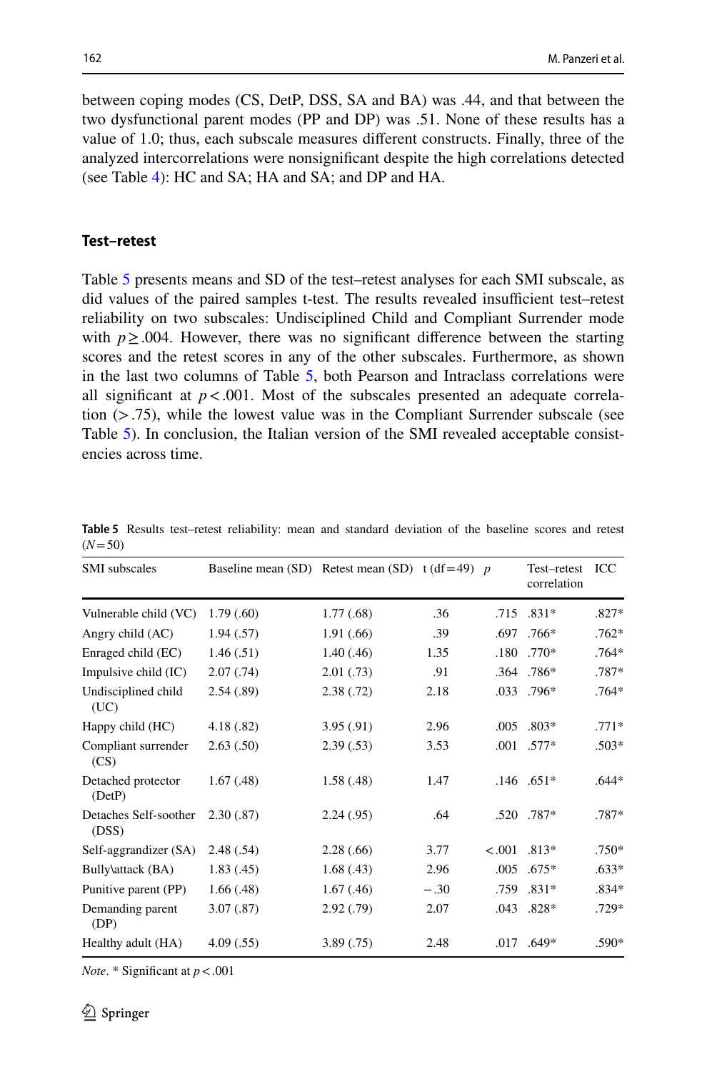between coping modes (CS, DetP, DSS, SA and BA) was .44, and that between the two dysfunctional parent modes (PP and DP) was .51. None of these results has a value of 1.0; thus, each subscale measures different constructs. Finally, three of the analyzed intercorrelations were nonsignificant despite the high correlations detected (see Table 4): HC and SA; HA and SA; and DP and HA.

### Test–retest

Table 5 presents means and SD of the test–retest analyses for each SMI subscale, as did values of the paired samples t-test. The results revealed insufficient test–retest reliability on two subscales: Undisciplined Child and Compliant Surrender mode with $p \geq .004$. However, there was no significant difference between the starting scores and the retest scores in any of the other subscales. Furthermore, as shown in the last two columns of Table 5, both Pearson and Intraclass correlations were all significant at $p < .001$. Most of the subscales presented an adequate correlation (> .75), while the lowest value was in the Compliant Surrender subscale (see Table 5). In conclusion, the Italian version of the SMI revealed acceptable consistencies across time.

**Table 5** Results test–retest reliability: mean and standard deviation of the baseline scores and retest ($N = 50$)

| SMI subscales | Baseline mean (SD) | Retest mean (SD) | t (df = 49) | p | Test–retest correlation | ICC |
|---|---|---|---|---|---|---|
| Vulnerable child (VC) | 1.79 (.60) | 1.77 (.68) | .36 | .715 | .831* | .827* |
| Angry child (AC) | 1.94 (.57) | 1.91 (.66) | .39 | .697 | .766* | .762* |
| Enraged child (EC) | 1.46 (.51) | 1.40 (.46) | 1.35 | .180 | .770* | .764* |
| Impulsive child (IC) | 2.07 (.74) | 2.01 (.73) | .91 | .364 | .786* | .787* |
| Undisciplined child (UC) | 2.54 (.89) | 2.38 (.72) | 2.18 | .033 | .796* | .764* |
| Happy child (HC) | 4.18 (.82) | 3.95 (.91) | 2.96 | .005 | .803* | .771* |
| Compliant surrender (CS) | 2.63 (.50) | 2.39 (.53) | 3.53 | .001 | .577* | .503* |
| Detached protector (DetP) | 1.67 (.48) | 1.58 (.48) | 1.47 | .146 | .651* | .644* |
| Detaches Self-soother (DSS) | 2.30 (.87) | 2.24 (.95) | .64 | .520 | .787* | .787* |
| Self-aggrandizer (SA) | 2.48 (.54) | 2.28 (.66) | 3.77 | < .001 | .813* | .750* |
| Bully\attack (BA) | 1.83 (.45) | 1.68 (.43) | 2.96 | .005 | .675* | .633* |
| Punitive parent (PP) | 1.66 (.48) | 1.67 (.46) | −.30 | .759 | .831* | .834* |
| Demanding parent (DP) | 3.07 (.87) | 2.92 (.79) | 2.07 | .043 | .828* | .729* |
| Healthy adult (HA) | 4.09 (.55) | 3.89 (.75) | 2.48 | .017 | .649* | .590* |

*Note*. * Significant at $p < .001$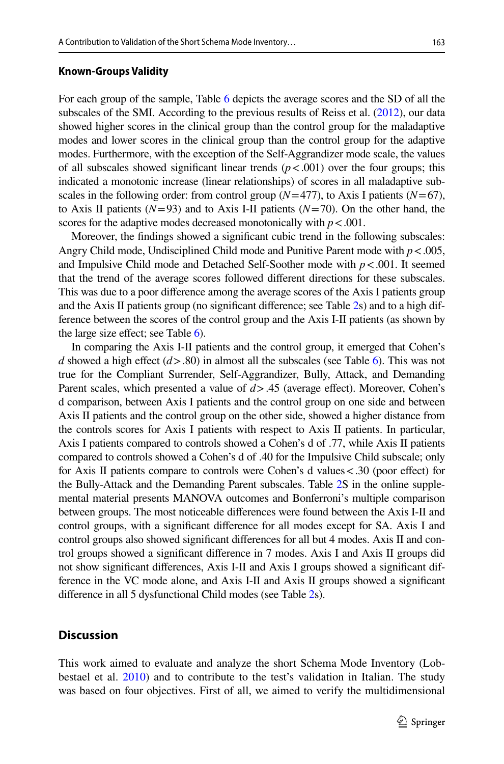### Known-Groups Validity

For each group of the sample, Table 6 depicts the average scores and the SD of all the subscales of the SMI. According to the previous results of Reiss et al. (2012), our data showed higher scores in the clinical group than the control group for the maladaptive modes and lower scores in the clinical group than the control group for the adaptive modes. Furthermore, with the exception of the Self-Aggrandizer mode scale, the values of all subscales showed significant linear trends ($p < .001$) over the four groups; this indicated a monotonic increase (linear relationships) of scores in all maladaptive subscales in the following order: from control group ($N = 477$), to Axis I patients ($N = 67$), to Axis II patients ($N = 93$) and to Axis I-II patients ($N = 70$). On the other hand, the scores for the adaptive modes decreased monotonically with $p < .001$.

Moreover, the findings showed a significant cubic trend in the following subscales: Angry Child mode, Undisciplined Child mode and Punitive Parent mode with $p < .005$, and Impulsive Child mode and Detached Self-Soother mode with $p < .001$. It seemed that the trend of the average scores followed different directions for these subscales. This was due to a poor difference among the average scores of the Axis I patients group and the Axis II patients group (no significant difference; see Table 2s) and to a high difference between the scores of the control group and the Axis I-II patients (as shown by the large size effect; see Table 6).

In comparing the Axis I-II patients and the control group, it emerged that Cohen's $d$ showed a high effect ($d > .80$) in almost all the subscales (see Table 6). This was not true for the Compliant Surrender, Self-Aggrandizer, Bully, Attack, and Demanding Parent scales, which presented a value of $d > .45$ (average effect). Moreover, Cohen's d comparison, between Axis I patients and the control group on one side and between Axis II patients and the control group on the other side, showed a higher distance from the controls scores for Axis I patients with respect to Axis II patients. In particular, Axis I patients compared to controls showed a Cohen's d of .77, while Axis II patients compared to controls showed a Cohen's d of .40 for the Impulsive Child subscale; only for Axis II patients compare to controls were Cohen's d values $< .30$ (poor effect) for the Bully-Attack and the Demanding Parent subscales. Table 2S in the online supplemental material presents MANOVA outcomes and Bonferroni's multiple comparison between groups. The most noticeable differences were found between the Axis I-II and control groups, with a significant difference for all modes except for SA. Axis I and control groups also showed significant differences for all but 4 modes. Axis II and control groups showed a significant difference in 7 modes. Axis I and Axis II groups did not show significant differences, Axis I-II and Axis I groups showed a significant difference in the VC mode alone, and Axis I-II and Axis II groups showed a significant difference in all 5 dysfunctional Child modes (see Table 2s).

## Discussion

This work aimed to evaluate and analyze the short Schema Mode Inventory (Lobbestael et al. 2010) and to contribute to the test's validation in Italian. The study was based on four objectives. First of all, we aimed to verify the multidimensional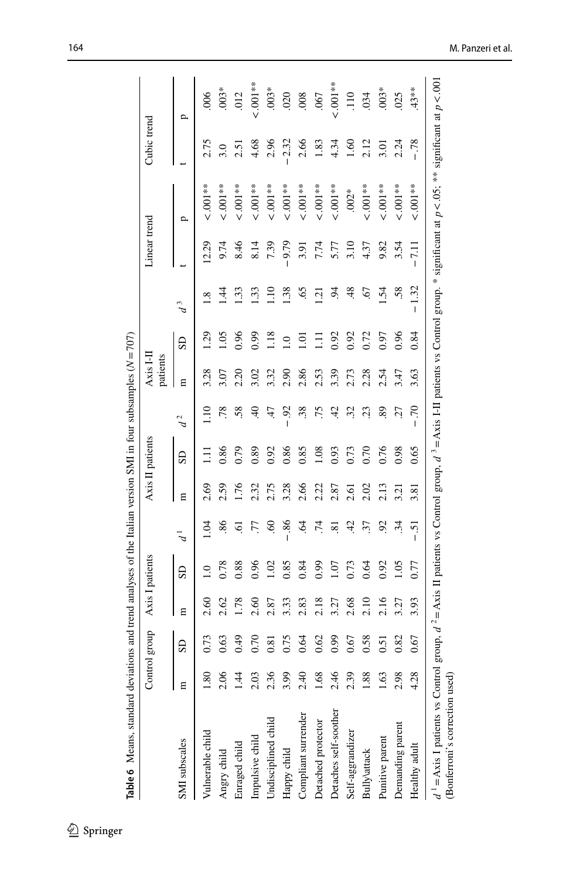**Table 6** Means, standard deviations and trend analyses of the Italian version SMI in four subsamples ($N = 707$)

| SMI subscales | Control group | | Axis I patients | | | Axis II patients | | | Axis I-II patients | | | Linear trend | | Cubic trend | |
|---|---|---|---|---|---|---|---|---|---|---|---|---|---|---|---|
| | m | SD | m | SD | $d^1$ | m | SD | $d^2$ | m | SD | $d^3$ | t | p | t | p |
| Vulnerable child | 1.80 | 0.73 | 2.60 | 1.0 | 1.04 | 2.69 | 1.11 | 1.10 | 3.28 | 1.29 | 1.8 | 12.29 | <.001** | 2.75 | .006 |
| Angry child | 2.06 | 0.63 | 2.62 | 0.78 | .86 | 2.59 | 0.86 | .78 | 3.07 | 1.05 | 1.44 | 9.74 | <.001** | 3.0 | .003* |
| Enraged child | 1.44 | 0.49 | 1.78 | 0.88 | .61 | 1.76 | 0.79 | .58 | 2.20 | 0.96 | 1.33 | 8.46 | <.001** | 2.51 | .012 |
| Impulsive child | 2.03 | 0.70 | 2.60 | 0.96 | .77 | 2.32 | 0.89 | .40 | 3.02 | 0.99 | 1.33 | 8.14 | <.001** | 4.68 | <.001** |
| Undisciplined child | 2.36 | 0.81 | 2.87 | 1.02 | .60 | 2.75 | 0.92 | .47 | 3.32 | 1.18 | 1.10 | 7.39 | <.001** | 2.96 | .003* |
| Happy child | 3.99 | 0.75 | 3.33 | 0.85 | −.86 | 3.28 | 0.86 | −.92 | 2.90 | 1.0 | 1.38 | −9.79 | <.001** | −2.32 | .020 |
| Compliant surrender | 2.40 | 0.64 | 2.83 | 0.84 | .64 | 2.66 | 0.85 | .38 | 2.86 | 1.01 | .65 | 3.91 | <.001** | 2.66 | .008 |
| Detached protector | 1.68 | 0.62 | 2.18 | 0.99 | .74 | 2.22 | 1.08 | .75 | 2.53 | 1.11 | 1.21 | 7.74 | <.001** | 1.83 | .067 |
| Detaches self-soother | 2.46 | 0.99 | 3.27 | 1.07 | .81 | 2.87 | 0.93 | .42 | 3.39 | 0.92 | .94 | 5.77 | <.001** | 4.34 | <.001** |
| Self-aggrandizer | 2.39 | 0.67 | 2.68 | 0.73 | .42 | 2.61 | 0.73 | .32 | 2.73 | 0.92 | .48 | 3.10 | .002* | 1.60 | .110 |
| Bully\attack | 1.88 | 0.58 | 2.10 | 0.64 | .37 | 2.02 | 0.70 | .23 | 2.28 | 0.72 | .67 | 4.37 | <.001** | 2.12 | .034 |
| Punitive parent | 1.63 | 0.51 | 2.16 | 0.92 | .92 | 2.13 | 0.76 | .89 | 2.54 | 0.97 | 1.54 | 9.82 | <.001** | 3.01 | .003* |
| Demanding parent | 2.98 | 0.82 | 3.27 | 1.05 | .34 | 3.21 | 0.98 | .27 | 3.47 | 0.96 | .58 | 3.54 | <.001** | 2.24 | .025 |
| Healthy adult | 4.28 | 0.67 | 3.93 | 0.77 | −.51 | 3.81 | 0.65 | −.70 | 3.63 | 0.84 | −1.32 | −7.11 | <.001** | −.78 | .43** |

$d^1$ = Axis I patients vs Control group, $d^2$ = Axis II patients vs Control group, $d^3$ = Axis I-II patients vs Control group. * significant at $p < .05$; ** significant at $p < .001$ (Bonferroni's correction used)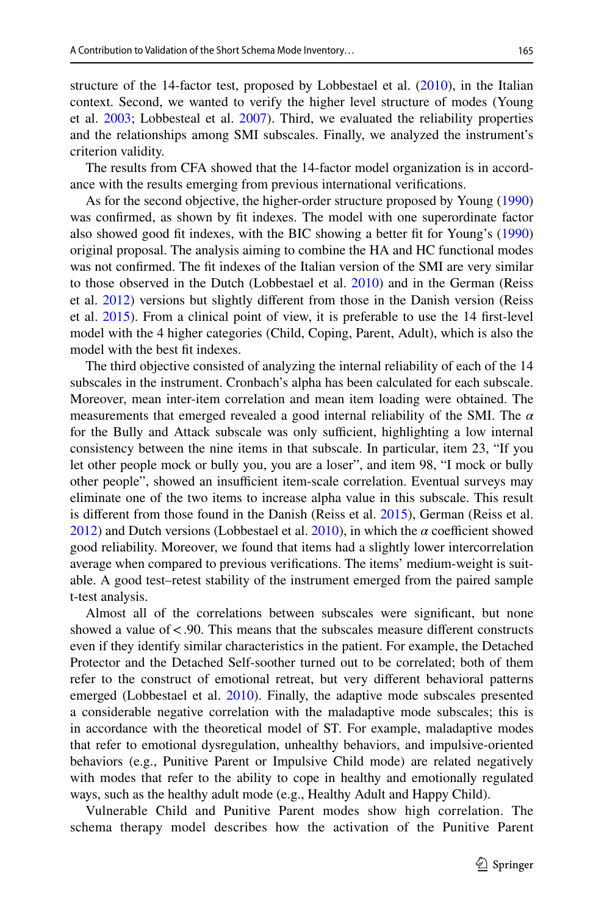structure of the 14-factor test, proposed by Lobbestael et al. (2010), in the Italian context. Second, we wanted to verify the higher level structure of modes (Young et al. 2003; Lobbesteal et al. 2007). Third, we evaluated the reliability properties and the relationships among SMI subscales. Finally, we analyzed the instrument's criterion validity.

The results from CFA showed that the 14-factor model organization is in accordance with the results emerging from previous international verifications.

As for the second objective, the higher-order structure proposed by Young (1990) was confirmed, as shown by fit indexes. The model with one superordinate factor also showed good fit indexes, with the BIC showing a better fit for Young's (1990) original proposal. The analysis aiming to combine the HA and HC functional modes was not confirmed. The fit indexes of the Italian version of the SMI are very similar to those observed in the Dutch (Lobbestael et al. 2010) and in the German (Reiss et al. 2012) versions but slightly different from those in the Danish version (Reiss et al. 2015). From a clinical point of view, it is preferable to use the 14 first-level model with the 4 higher categories (Child, Coping, Parent, Adult), which is also the model with the best fit indexes.

The third objective consisted of analyzing the internal reliability of each of the 14 subscales in the instrument. Cronbach's alpha has been calculated for each subscale. Moreover, mean inter-item correlation and mean item loading were obtained. The measurements that emerged revealed a good internal reliability of the SMI. The $\alpha$ for the Bully and Attack subscale was only sufficient, highlighting a low internal consistency between the nine items in that subscale. In particular, item 23, "If you let other people mock or bully you, you are a loser", and item 98, "I mock or bully other people", showed an insufficient item-scale correlation. Eventual surveys may eliminate one of the two items to increase alpha value in this subscale. This result is different from those found in the Danish (Reiss et al. 2015), German (Reiss et al. 2012) and Dutch versions (Lobbestael et al. 2010), in which the $\alpha$ coefficient showed good reliability. Moreover, we found that items had a slightly lower intercorrelation average when compared to previous verifications. The items' medium-weight is suitable. A good test–retest stability of the instrument emerged from the paired sample t-test analysis.

Almost all of the correlations between subscales were significant, but none showed a value of $<.90$. This means that the subscales measure different constructs even if they identify similar characteristics in the patient. For example, the Detached Protector and the Detached Self-soother turned out to be correlated; both of them refer to the construct of emotional retreat, but very different behavioral patterns emerged (Lobbestael et al. 2010). Finally, the adaptive mode subscales presented a considerable negative correlation with the maladaptive mode subscales; this is in accordance with the theoretical model of ST. For example, maladaptive modes that refer to emotional dysregulation, unhealthy behaviors, and impulsive-oriented behaviors (e.g., Punitive Parent or Impulsive Child mode) are related negatively with modes that refer to the ability to cope in healthy and emotionally regulated ways, such as the healthy adult mode (e.g., Healthy Adult and Happy Child).

Vulnerable Child and Punitive Parent modes show high correlation. The schema therapy model describes how the activation of the Punitive Parent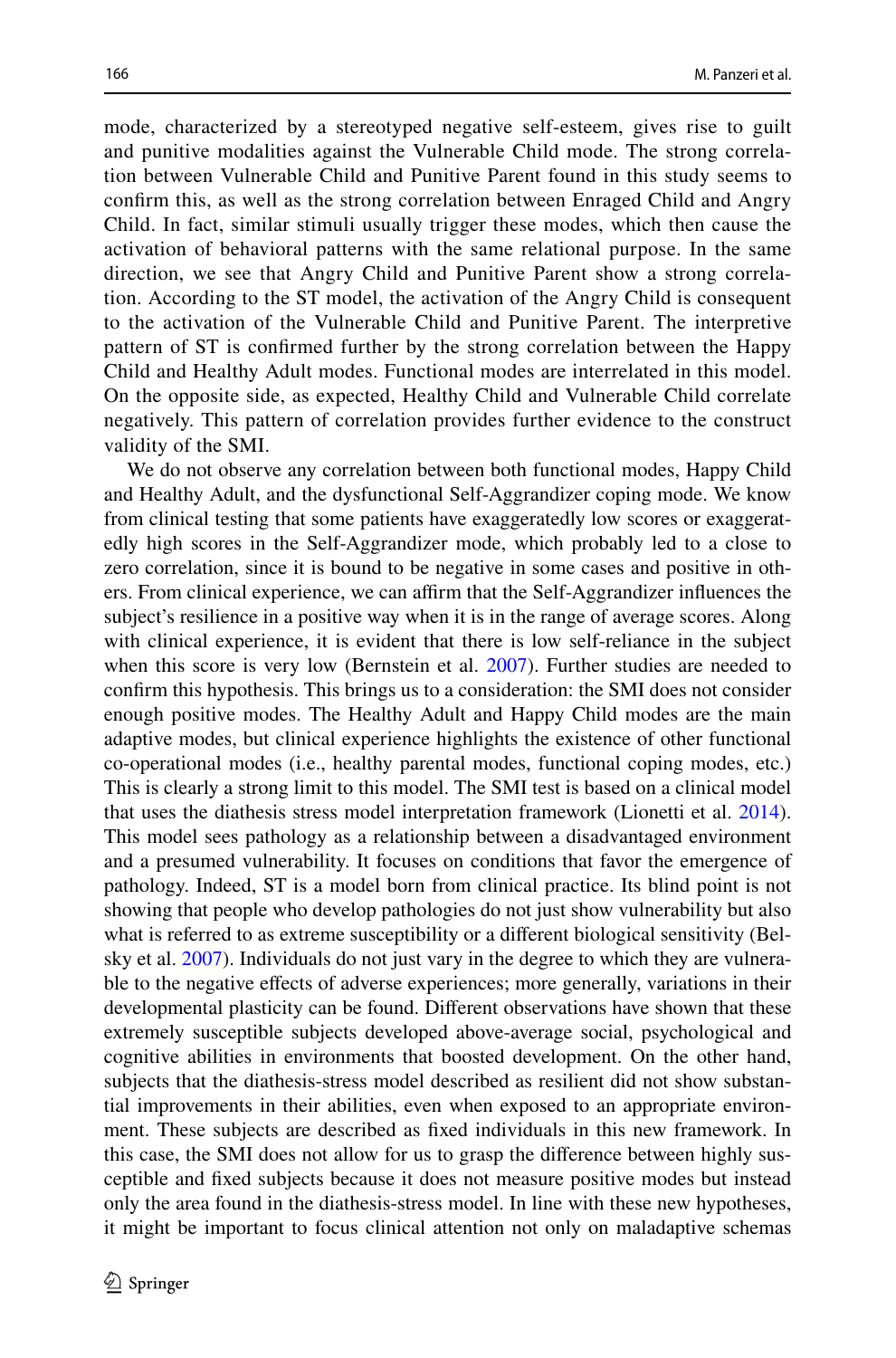mode, characterized by a stereotyped negative self-esteem, gives rise to guilt and punitive modalities against the Vulnerable Child mode. The strong correlation between Vulnerable Child and Punitive Parent found in this study seems to confirm this, as well as the strong correlation between Enraged Child and Angry Child. In fact, similar stimuli usually trigger these modes, which then cause the activation of behavioral patterns with the same relational purpose. In the same direction, we see that Angry Child and Punitive Parent show a strong correlation. According to the ST model, the activation of the Angry Child is consequent to the activation of the Vulnerable Child and Punitive Parent. The interpretive pattern of ST is confirmed further by the strong correlation between the Happy Child and Healthy Adult modes. Functional modes are interrelated in this model. On the opposite side, as expected, Healthy Child and Vulnerable Child correlate negatively. This pattern of correlation provides further evidence to the construct validity of the SMI.

We do not observe any correlation between both functional modes, Happy Child and Healthy Adult, and the dysfunctional Self-Aggrandizer coping mode. We know from clinical testing that some patients have exaggeratedly low scores or exaggeratedly high scores in the Self-Aggrandizer mode, which probably led to a close to zero correlation, since it is bound to be negative in some cases and positive in others. From clinical experience, we can affirm that the Self-Aggrandizer influences the subject's resilience in a positive way when it is in the range of average scores. Along with clinical experience, it is evident that there is low self-reliance in the subject when this score is very low (Bernstein et al. 2007). Further studies are needed to confirm this hypothesis. This brings us to a consideration: the SMI does not consider enough positive modes. The Healthy Adult and Happy Child modes are the main adaptive modes, but clinical experience highlights the existence of other functional co-operational modes (i.e., healthy parental modes, functional coping modes, etc.) This is clearly a strong limit to this model. The SMI test is based on a clinical model that uses the diathesis stress model interpretation framework (Lionetti et al. 2014). This model sees pathology as a relationship between a disadvantaged environment and a presumed vulnerability. It focuses on conditions that favor the emergence of pathology. Indeed, ST is a model born from clinical practice. Its blind point is not showing that people who develop pathologies do not just show vulnerability but also what is referred to as extreme susceptibility or a different biological sensitivity (Belsky et al. 2007). Individuals do not just vary in the degree to which they are vulnerable to the negative effects of adverse experiences; more generally, variations in their developmental plasticity can be found. Different observations have shown that these extremely susceptible subjects developed above-average social, psychological and cognitive abilities in environments that boosted development. On the other hand, subjects that the diathesis-stress model described as resilient did not show substantial improvements in their abilities, even when exposed to an appropriate environment. These subjects are described as fixed individuals in this new framework. In this case, the SMI does not allow for us to grasp the difference between highly susceptible and fixed subjects because it does not measure positive modes but instead only the area found in the diathesis-stress model. In line with these new hypotheses, it might be important to focus clinical attention not only on maladaptive schemas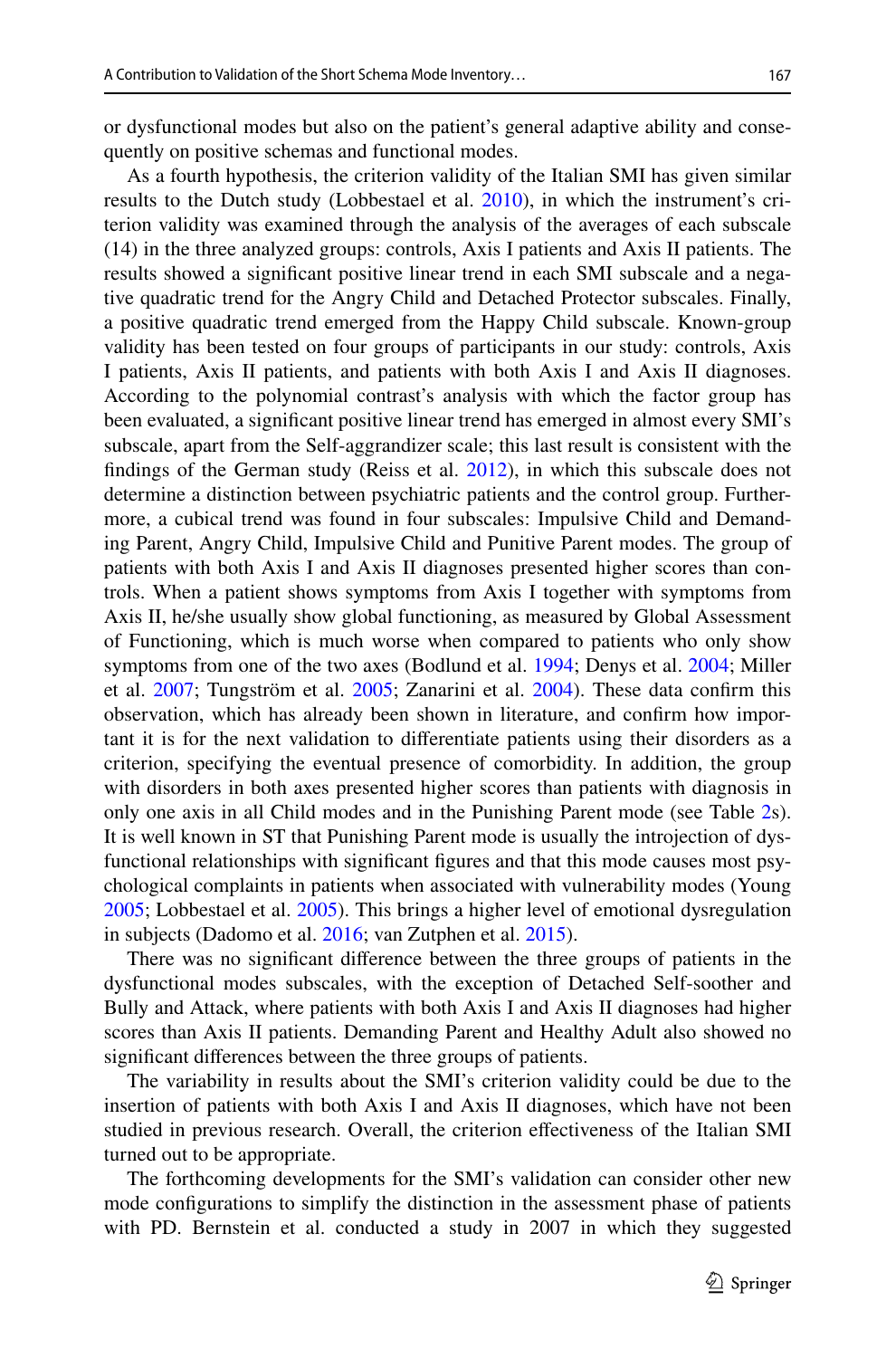or dysfunctional modes but also on the patient's general adaptive ability and consequently on positive schemas and functional modes.

As a fourth hypothesis, the criterion validity of the Italian SMI has given similar results to the Dutch study (Lobbestael et al. 2010), in which the instrument's criterion validity was examined through the analysis of the averages of each subscale (14) in the three analyzed groups: controls, Axis I patients and Axis II patients. The results showed a significant positive linear trend in each SMI subscale and a negative quadratic trend for the Angry Child and Detached Protector subscales. Finally, a positive quadratic trend emerged from the Happy Child subscale. Known-group validity has been tested on four groups of participants in our study: controls, Axis I patients, Axis II patients, and patients with both Axis I and Axis II diagnoses. According to the polynomial contrast's analysis with which the factor group has been evaluated, a significant positive linear trend has emerged in almost every SMI's subscale, apart from the Self-aggrandizer scale; this last result is consistent with the findings of the German study (Reiss et al. 2012), in which this subscale does not determine a distinction between psychiatric patients and the control group. Furthermore, a cubical trend was found in four subscales: Impulsive Child and Demanding Parent, Angry Child, Impulsive Child and Punitive Parent modes. The group of patients with both Axis I and Axis II diagnoses presented higher scores than controls. When a patient shows symptoms from Axis I together with symptoms from Axis II, he/she usually show global functioning, as measured by Global Assessment of Functioning, which is much worse when compared to patients who only show symptoms from one of the two axes (Bodlund et al. 1994; Denys et al. 2004; Miller et al. 2007; Tungström et al. 2005; Zanarini et al. 2004). These data confirm this observation, which has already been shown in literature, and confirm how important it is for the next validation to differentiate patients using their disorders as a criterion, specifying the eventual presence of comorbidity. In addition, the group with disorders in both axes presented higher scores than patients with diagnosis in only one axis in all Child modes and in the Punishing Parent mode (see Table 2s). It is well known in ST that Punishing Parent mode is usually the introjection of dysfunctional relationships with significant figures and that this mode causes most psychological complaints in patients when associated with vulnerability modes (Young 2005; Lobbestael et al. 2005). This brings a higher level of emotional dysregulation in subjects (Dadomo et al. 2016; van Zutphen et al. 2015).

There was no significant difference between the three groups of patients in the dysfunctional modes subscales, with the exception of Detached Self-soother and Bully and Attack, where patients with both Axis I and Axis II diagnoses had higher scores than Axis II patients. Demanding Parent and Healthy Adult also showed no significant differences between the three groups of patients.

The variability in results about the SMI's criterion validity could be due to the insertion of patients with both Axis I and Axis II diagnoses, which have not been studied in previous research. Overall, the criterion effectiveness of the Italian SMI turned out to be appropriate.

The forthcoming developments for the SMI's validation can consider other new mode configurations to simplify the distinction in the assessment phase of patients with PD. Bernstein et al. conducted a study in 2007 in which they suggested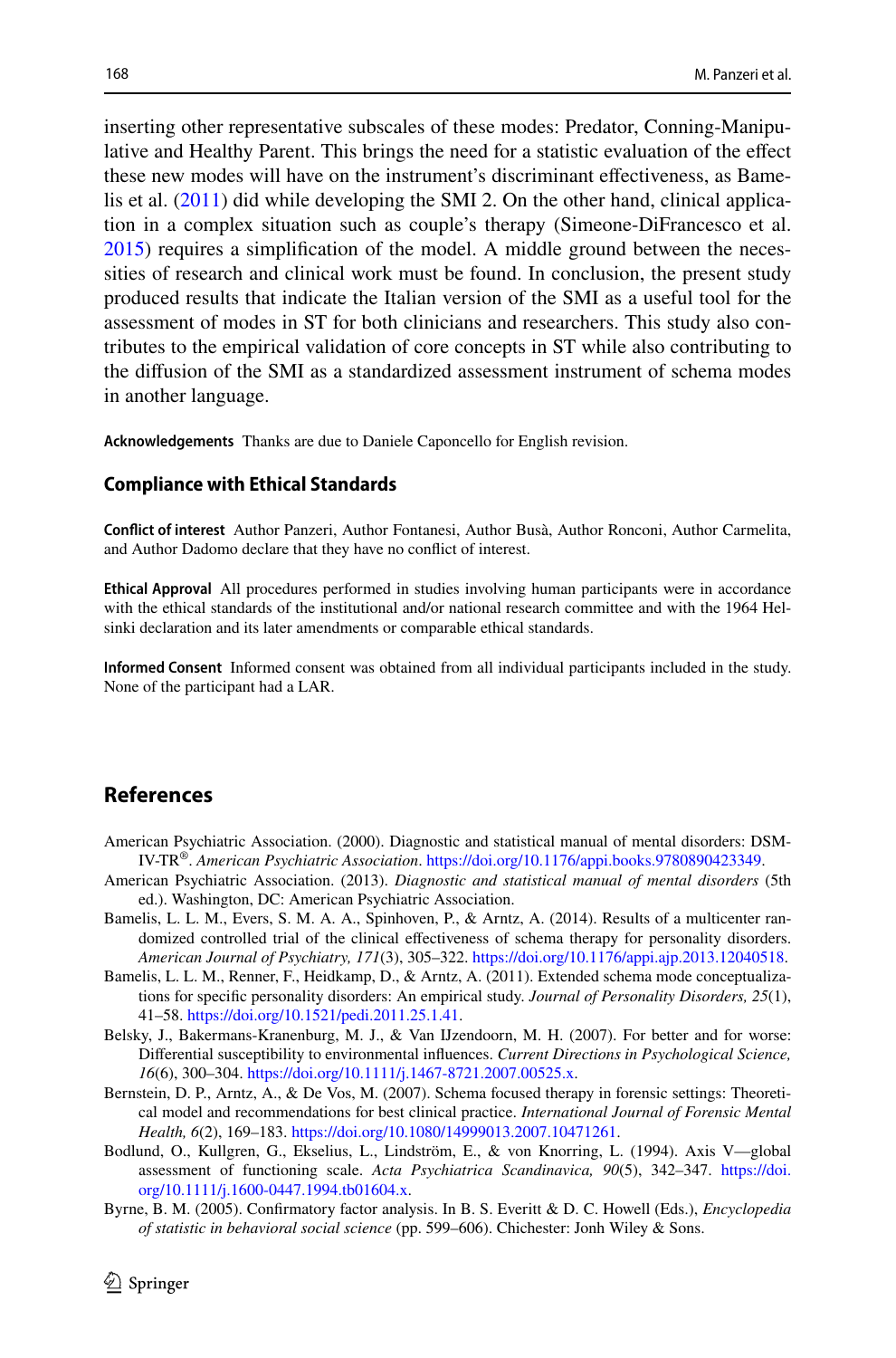inserting other representative subscales of these modes: Predator, Conning-Manipulative and Healthy Parent. This brings the need for a statistic evaluation of the effect these new modes will have on the instrument's discriminant effectiveness, as Bamelis et al. (2011) did while developing the SMI 2. On the other hand, clinical application in a complex situation such as couple's therapy (Simeone-DiFrancesco et al. 2015) requires a simplification of the model. A middle ground between the necessities of research and clinical work must be found. In conclusion, the present study produced results that indicate the Italian version of the SMI as a useful tool for the assessment of modes in ST for both clinicians and researchers. This study also contributes to the empirical validation of core concepts in ST while also contributing to the diffusion of the SMI as a standardized assessment instrument of schema modes in another language.

**Acknowledgements** Thanks are due to Daniele Caponcello for English revision.

### Compliance with Ethical Standards

**Conflict of interest** Author Panzeri, Author Fontanesi, Author Busà, Author Ronconi, Author Carmelita, and Author Dadomo declare that they have no conflict of interest.

**Ethical Approval** All procedures performed in studies involving human participants were in accordance with the ethical standards of the institutional and/or national research committee and with the 1964 Helsinki declaration and its later amendments or comparable ethical standards.

**Informed Consent** Informed consent was obtained from all individual participants included in the study. None of the participant had a LAR.

## References

American Psychiatric Association. (2000). Diagnostic and statistical manual of mental disorders: DSM-IV-TR®. *American Psychiatric Association*. https://doi.org/10.1176/appi.books.9780890423349.

American Psychiatric Association. (2013). *Diagnostic and statistical manual of mental disorders* (5th ed.). Washington, DC: American Psychiatric Association.

Bamelis, L. L. M., Evers, S. M. A. A., Spinhoven, P., & Arntz, A. (2014). Results of a multicenter randomized controlled trial of the clinical effectiveness of schema therapy for personality disorders. *American Journal of Psychiatry, 171*(3), 305–322. https://doi.org/10.1176/appi.ajp.2013.12040518.

Bamelis, L. L. M., Renner, F., Heidkamp, D., & Arntz, A. (2011). Extended schema mode conceptualizations for specific personality disorders: An empirical study. *Journal of Personality Disorders, 25*(1), 41–58. https://doi.org/10.1521/pedi.2011.25.1.41.

Belsky, J., Bakermans-Kranenburg, M. J., & Van IJzendoorn, M. H. (2007). For better and for worse: Differential susceptibility to environmental influences. *Current Directions in Psychological Science, 16*(6), 300–304. https://doi.org/10.1111/j.1467-8721.2007.00525.x.

Bernstein, D. P., Arntz, A., & De Vos, M. (2007). Schema focused therapy in forensic settings: Theoretical model and recommendations for best clinical practice. *International Journal of Forensic Mental Health, 6*(2), 169–183. https://doi.org/10.1080/14999013.2007.10471261.

Bodlund, O., Kullgren, G., Ekselius, L., Lindström, E., & von Knorring, L. (1994). Axis V—global assessment of functioning scale. *Acta Psychiatrica Scandinavica, 90*(5), 342–347. https://doi.org/10.1111/j.1600-0447.1994.tb01604.x.

Byrne, B. M. (2005). Confirmatory factor analysis. In B. S. Everitt & D. C. Howell (Eds.), *Encyclopedia of statistic in behavioral social science* (pp. 599–606). Chichester: Jonh Wiley & Sons.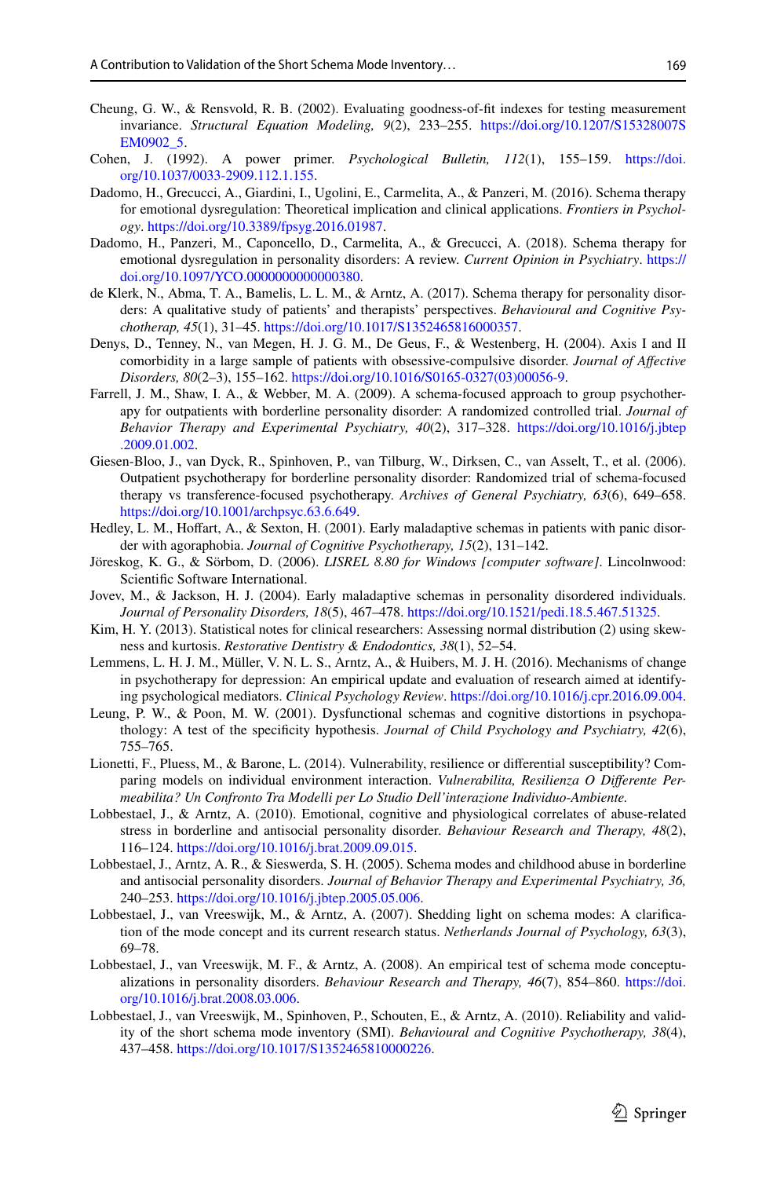Cheung, G. W., & Rensvold, R. B. (2002). Evaluating goodness-of-fit indexes for testing measurement invariance. *Structural Equation Modeling, 9*(2), 233–255. https://doi.org/10.1207/S15328007SEM0902_5.

Cohen, J. (1992). A power primer. *Psychological Bulletin, 112*(1), 155–159. https://doi.org/10.1037/0033-2909.112.1.155.

Dadomo, H., Grecucci, A., Giardini, I., Ugolini, E., Carmelita, A., & Panzeri, M. (2016). Schema therapy for emotional dysregulation: Theoretical implication and clinical applications. *Frontiers in Psychology*. https://doi.org/10.3389/fpsyg.2016.01987.

Dadomo, H., Panzeri, M., Caponcello, D., Carmelita, A., & Grecucci, A. (2018). Schema therapy for emotional dysregulation in personality disorders: A review. *Current Opinion in Psychiatry*. https://doi.org/10.1097/YCO.0000000000000380.

de Klerk, N., Abma, T. A., Bamelis, L. L. M., & Arntz, A. (2017). Schema therapy for personality disorders: A qualitative study of patients' and therapists' perspectives. *Behavioural and Cognitive Psychotherap, 45*(1), 31–45. https://doi.org/10.1017/S1352465816000357.

Denys, D., Tenney, N., van Megen, H. J. G. M., De Geus, F., & Westenberg, H. (2004). Axis I and II comorbidity in a large sample of patients with obsessive-compulsive disorder. *Journal of Affective Disorders, 80*(2–3), 155–162. https://doi.org/10.1016/S0165-0327(03)00056-9.

Farrell, J. M., Shaw, I. A., & Webber, M. A. (2009). A schema-focused approach to group psychotherapy for outpatients with borderline personality disorder: A randomized controlled trial. *Journal of Behavior Therapy and Experimental Psychiatry, 40*(2), 317–328. https://doi.org/10.1016/j.jbtep.2009.01.002.

Giesen-Bloo, J., van Dyck, R., Spinhoven, P., van Tilburg, W., Dirksen, C., van Asselt, T., et al. (2006). Outpatient psychotherapy for borderline personality disorder: Randomized trial of schema-focused therapy vs transference-focused psychotherapy. *Archives of General Psychiatry, 63*(6), 649–658. https://doi.org/10.1001/archpsyc.63.6.649.

Hedley, L. M., Hoffart, A., & Sexton, H. (2001). Early maladaptive schemas in patients with panic disorder with agoraphobia. *Journal of Cognitive Psychotherapy, 15*(2), 131–142.

Jöreskog, K. G., & Sörbom, D. (2006). *LISREL 8.80 for Windows [computer software]*. Lincolnwood: Scientific Software International.

Jovev, M., & Jackson, H. J. (2004). Early maladaptive schemas in personality disordered individuals. *Journal of Personality Disorders, 18*(5), 467–478. https://doi.org/10.1521/pedi.18.5.467.51325.

Kim, H. Y. (2013). Statistical notes for clinical researchers: Assessing normal distribution (2) using skewness and kurtosis. *Restorative Dentistry & Endodontics, 38*(1), 52–54.

Lemmens, L. H. J. M., Müller, V. N. L. S., Arntz, A., & Huibers, M. J. H. (2016). Mechanisms of change in psychotherapy for depression: An empirical update and evaluation of research aimed at identifying psychological mediators. *Clinical Psychology Review*. https://doi.org/10.1016/j.cpr.2016.09.004.

Leung, P. W., & Poon, M. W. (2001). Dysfunctional schemas and cognitive distortions in psychopathology: A test of the specificity hypothesis. *Journal of Child Psychology and Psychiatry, 42*(6), 755–765.

Lionetti, F., Pluess, M., & Barone, L. (2014). Vulnerability, resilience or differential susceptibility? Comparing models on individual environment interaction. *Vulnerabilita, Resilienza O Differente Permeabilita? Un Confronto Tra Modelli per Lo Studio Dell'interazione Individuo-Ambiente.*

Lobbestael, J., & Arntz, A. (2010). Emotional, cognitive and physiological correlates of abuse-related stress in borderline and antisocial personality disorder. *Behaviour Research and Therapy, 48*(2), 116–124. https://doi.org/10.1016/j.brat.2009.09.015.

Lobbestael, J., Arntz, A. R., & Sieswerda, S. H. (2005). Schema modes and childhood abuse in borderline and antisocial personality disorders. *Journal of Behavior Therapy and Experimental Psychiatry, 36,* 240–253. https://doi.org/10.1016/j.jbtep.2005.05.006.

Lobbestael, J., van Vreeswijk, M., & Arntz, A. (2007). Shedding light on schema modes: A clarification of the mode concept and its current research status. *Netherlands Journal of Psychology, 63*(3), 69–78.

Lobbestael, J., van Vreeswijk, M. F., & Arntz, A. (2008). An empirical test of schema mode conceptualizations in personality disorders. *Behaviour Research and Therapy, 46*(7), 854–860. https://doi.org/10.1016/j.brat.2008.03.006.

Lobbestael, J., van Vreeswijk, M., Spinhoven, P., Schouten, E., & Arntz, A. (2010). Reliability and validity of the short schema mode inventory (SMI). *Behavioural and Cognitive Psychotherapy, 38*(4), 437–458. https://doi.org/10.1017/S1352465810000226.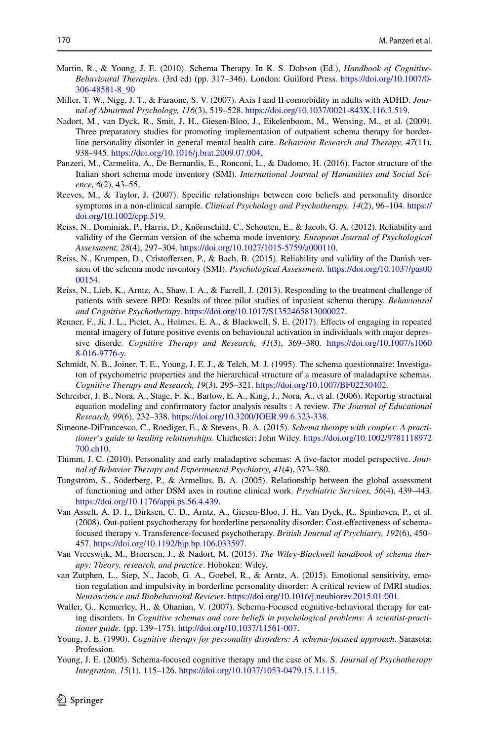Martin, R., & Young, J. E. (2010). Schema Therapy. In K. S. Dobson (Ed.), *Handbook of Cognitive-Behavioural Therapies*. (3rd ed) (pp. 317–346). London: Guilford Press. https://doi.org/10.1007/0-306-48581-8_90

Miller, T. W., Nigg, J. T., & Faraone, S. V. (2007). Axis I and II comorbidity in adults with ADHD. *Journal of Abnormal Psychology, 116*(3), 519–528. https://doi.org/10.1037/0021-843X.116.3.519.

Nadort, M., van Dyck, R., Smit, J. H., Giesen-Bloo, J., Eikelenboom, M., Wensing, M., et al. (2009). Three preparatory studies for promoting implementation of outpatient schema therapy for borderline personality disorder in general mental health care. *Behaviour Research and Therapy, 47*(11), 938–945. https://doi.org/10.1016/j.brat.2009.07.004.

Panzeri, M., Carmelita, A., De Bernardis, E., Ronconi, L., & Dadomo, H. (2016). Factor structure of the Italian short schema mode inventory (SMI). *International Journal of Humanities and Social Science, 6*(2), 43–55.

Reeves, M., & Taylor, J. (2007). Specific relationships between core beliefs and personality disorder symptoms in a non-clinical sample. *Clinical Psychology and Psychotherapy, 14*(2), 96–104. https://doi.org/10.1002/cpp.519.

Reiss, N., Dominiak, P., Harris, D., Knörnschild, C., Schouten, E., & Jacob, G. A. (2012). Reliability and validity of the German version of the schema mode inventory. *European Journal of Psychological Assessment, 28*(4), 297–304. https://doi.org/10.1027/1015-5759/a000110.

Reiss, N., Krampen, D., Cristoffersen, P., & Bach, B. (2015). Reliability and validity of the Danish version of the schema mode inventory (SMI). *Psychological Assessment*. https://doi.org/10.1037/pas0000154.

Reiss, N., Lieb, K., Arntz, A., Shaw, I. A., & Farrell, J. (2013). Responding to the treatment challenge of patients with severe BPD: Results of three pilot studies of inpatient schema therapy. *Behavioural and Cognitive Psychotherapy*. https://doi.org/10.1017/S1352465813000027.

Renner, F., Ji, J. L., Pictet, A., Holmes, E. A., & Blackwell, S. E. (2017). Effects of engaging in repeated mental imagery of future positive events on behavioural activation in individuals with major depressive disorde. *Cognitive Therapy and Research, 41*(3), 369–380. https://doi.org/10.1007/s10608-016-9776-y.

Schmidt, N. B., Joiner, T. E., Young, J. E. J., & Telch, M. J. (1995). The schema questionnaire: Investigaton of psychometric properties and the hierarchical structure of a measure of maladaptive schemas. *Cognitive Therapy and Research, 19*(3), 295–321. https://doi.org/10.1007/BF02230402.

Schreiber, J. B., Nora, A., Stage, F. K., Barlow, E. A., King, J., Nora, A., et al. (2006). Reportig structural equation modeling and confirmatory factor analysis results : A review. *The Journal of Educational Research, 99*(6), 232–338. https://doi.org/10.3200/JOER.99.6.323-338.

Simeone-DiFrancesco, C., Roediger, E., & Stevens, B. A. (2015). *Schema therapy with couples: A practitioner's guide to healing relationships*. Chichester: John Wiley. https://doi.org/10.1002/9781118972700.ch10.

Thimm, J. C. (2010). Personality and early maladaptive schemas: A five-factor model perspective. *Journal of Behavior Therapy and Experimental Psychiatry, 41*(4), 373–380.

Tungström, S., Söderberg, P., & Armelius, B. A. (2005). Relationship between the global assessment of functioning and other DSM axes in routine clinical work. *Psychiatric Services, 56*(4), 439–443. https://doi.org/10.1176/appi.ps.56.4.439.

Van Asselt, A. D. I., Dirksen, C. D., Arntz, A., Giesen-Bloo, J. H., Van Dyck, R., Spinhoven, P., et al. (2008). Out-patient psychotherapy for borderline personality disorder: Cost-effectiveness of schema-focused therapy v. Transference-focused psychotherapy. *British Journal of Psychiatry, 192*(6), 450–457. https://doi.org/10.1192/bjp.bp.106.033597.

Van Vreeswijk, M., Broersen, J., & Nadort, M. (2015). *The Wiley-Blackwell handbook of schema therapy: Theory, research, and practice*. Hoboken: Wiley.

van Zutphen, L., Siep, N., Jacob, G. A., Goebel, R., & Arntz, A. (2015). Emotional sensitivity, emotion regulation and impulsivity in borderline personality disorder: A critical review of fMRI studies. *Neuroscience and Biobehavioral Reviews*. https://doi.org/10.1016/j.neubiorev.2015.01.001.

Waller, G., Kennerley, H., & Ohanian, V. (2007). Schema-Focused cognitive-behavioral therapy for eating disorders. In *Cognitive schemas and core beliefs in psychological problems: A scientist-practitioner guide.* (pp. 139–175). http://doi.org/10.1037/11561-007.

Young, J. E. (1990). *Cognitive therapy for personality disorders: A schema-focused approach*. Sarasota: Profession.

Young, J. E. (2005). Schema-focused cognitive therapy and the case of Ms. S. *Journal of Psychotherapy Integration, 15*(1), 115–126. https://doi.org/10.1037/1053-0479.15.1.115.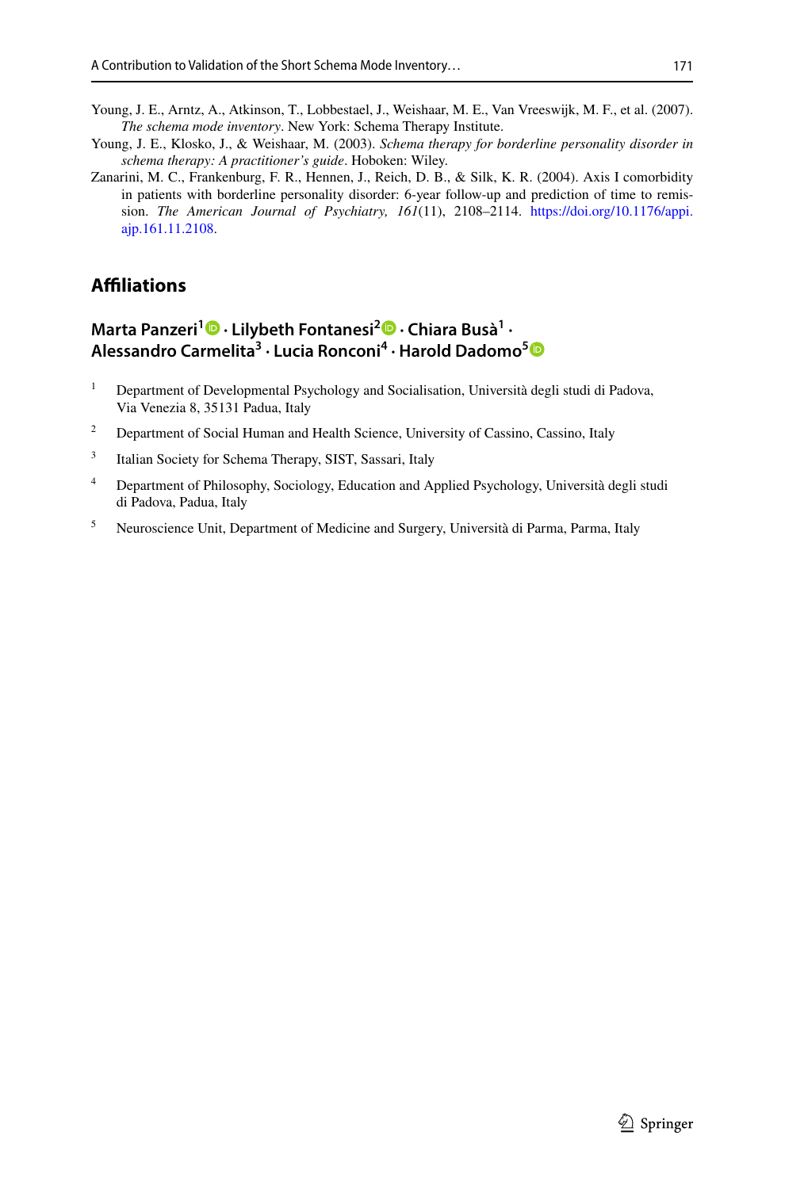Young, J. E., Arntz, A., Atkinson, T., Lobbestael, J., Weishaar, M. E., Van Vreeswijk, M. F., et al. (2007). *The schema mode inventory*. New York: Schema Therapy Institute.

Young, J. E., Klosko, J., & Weishaar, M. (2003). *Schema therapy for borderline personality disorder in schema therapy: A practitioner's guide*. Hoboken: Wiley.

Zanarini, M. C., Frankenburg, F. R., Hennen, J., Reich, D. B., & Silk, K. R. (2004). Axis I comorbidity in patients with borderline personality disorder: 6-year follow-up and prediction of time to remission. *The American Journal of Psychiatry, 161*(11), 2108–2114. https://doi.org/10.1176/appi.ajp.161.11.2108.

## Affiliations

**Marta Panzeri[1] · Lilybeth Fontanesi[2] · Chiara Busà[1] · Alessandro Carmelita[3] · Lucia Ronconi[4] · Harold Dadomo[5]**

[1] Department of Developmental Psychology and Socialisation, Università degli studi di Padova, Via Venezia 8, 35131 Padua, Italy

[2] Department of Social Human and Health Science, University of Cassino, Cassino, Italy

[3] Italian Society for Schema Therapy, SIST, Sassari, Italy

[4] Department of Philosophy, Sociology, Education and Applied Psychology, Università degli studi di Padova, Padua, Italy

[5] Neuroscience Unit, Department of Medicine and Surgery, Università di Parma, Parma, Italy